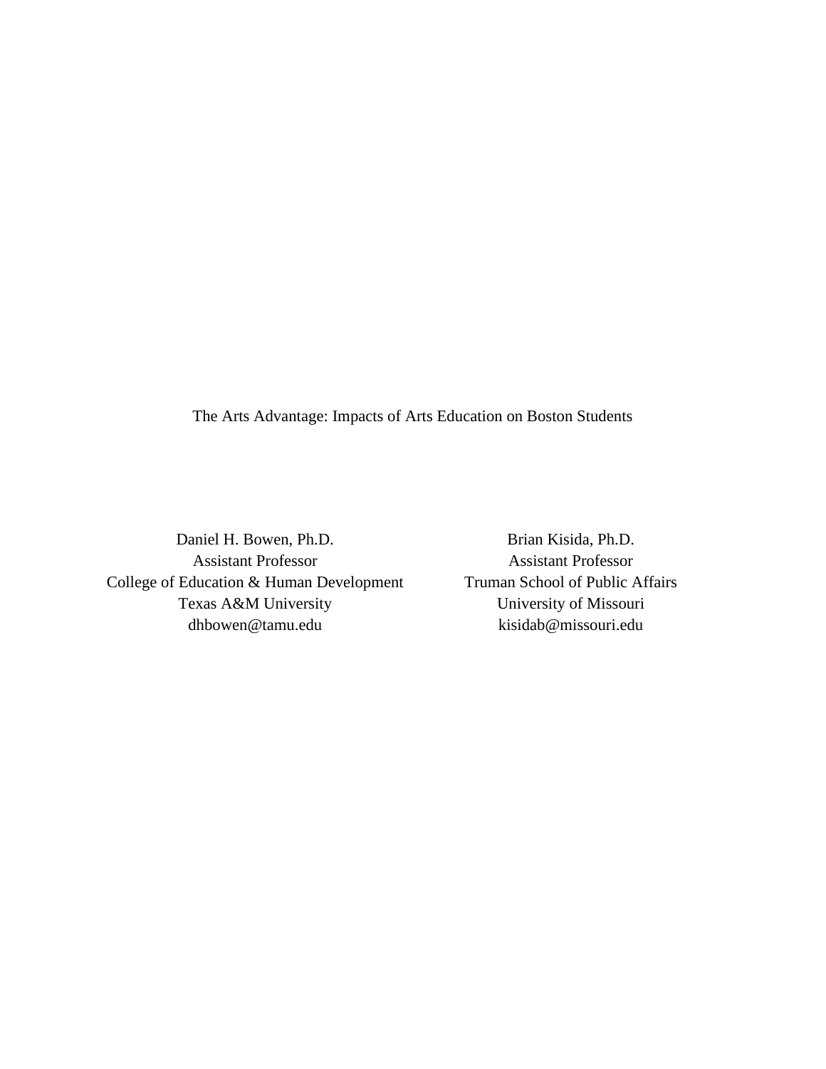# The Arts Advantage: Impacts of Arts Education on Boston Students

Daniel H. Bowen, Ph.D.
Assistant Professor
College of Education & Human Development
Texas A&M University
dhbowen@tamu.edu

Brian Kisida, Ph.D.
Assistant Professor
Truman School of Public Affairs
University of Missouri
kisidab@missouri.edu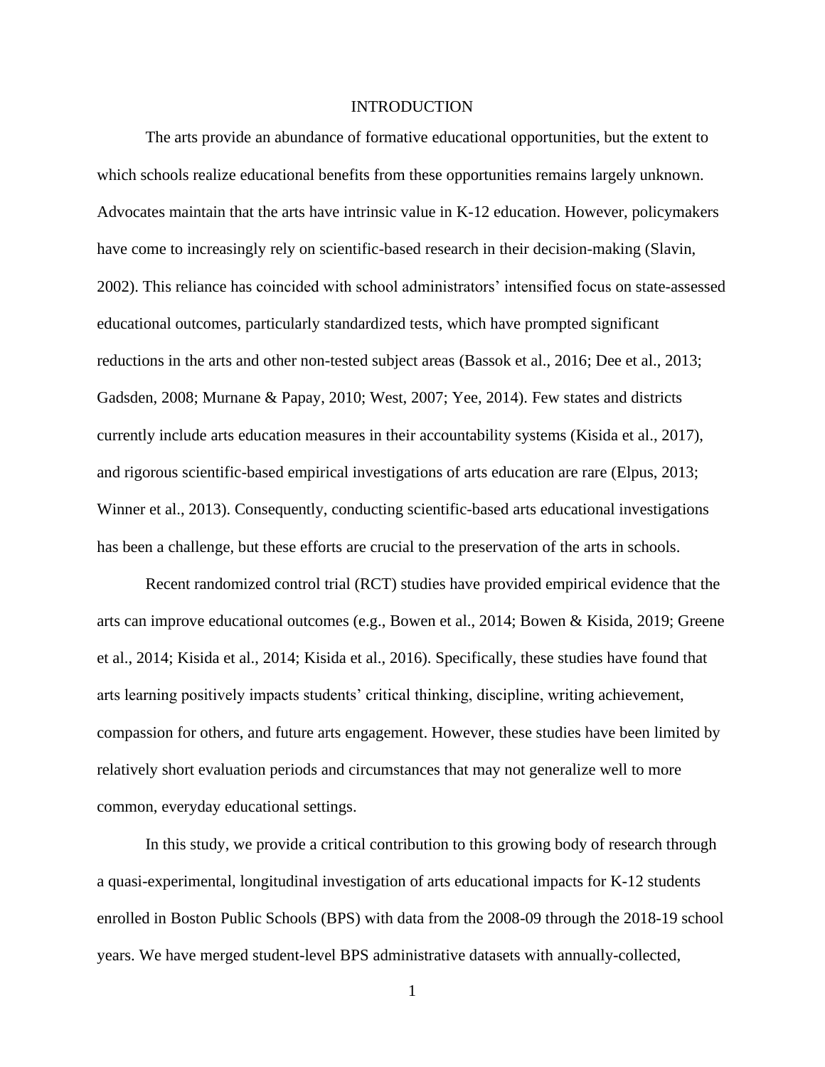# INTRODUCTION

The arts provide an abundance of formative educational opportunities, but the extent to which schools realize educational benefits from these opportunities remains largely unknown. Advocates maintain that the arts have intrinsic value in K-12 education. However, policymakers have come to increasingly rely on scientific-based research in their decision-making (Slavin, 2002). This reliance has coincided with school administrators' intensified focus on state-assessed educational outcomes, particularly standardized tests, which have prompted significant reductions in the arts and other non-tested subject areas (Bassok et al., 2016; Dee et al., 2013; Gadsden, 2008; Murnane & Papay, 2010; West, 2007; Yee, 2014). Few states and districts currently include arts education measures in their accountability systems (Kisida et al., 2017), and rigorous scientific-based empirical investigations of arts education are rare (Elpus, 2013; Winner et al., 2013). Consequently, conducting scientific-based arts educational investigations has been a challenge, but these efforts are crucial to the preservation of the arts in schools.

Recent randomized control trial (RCT) studies have provided empirical evidence that the arts can improve educational outcomes (e.g., Bowen et al., 2014; Bowen & Kisida, 2019; Greene et al., 2014; Kisida et al., 2014; Kisida et al., 2016). Specifically, these studies have found that arts learning positively impacts students' critical thinking, discipline, writing achievement, compassion for others, and future arts engagement. However, these studies have been limited by relatively short evaluation periods and circumstances that may not generalize well to more common, everyday educational settings.

In this study, we provide a critical contribution to this growing body of research through a quasi-experimental, longitudinal investigation of arts educational impacts for K-12 students enrolled in Boston Public Schools (BPS) with data from the 2008-09 through the 2018-19 school years. We have merged student-level BPS administrative datasets with annually-collected,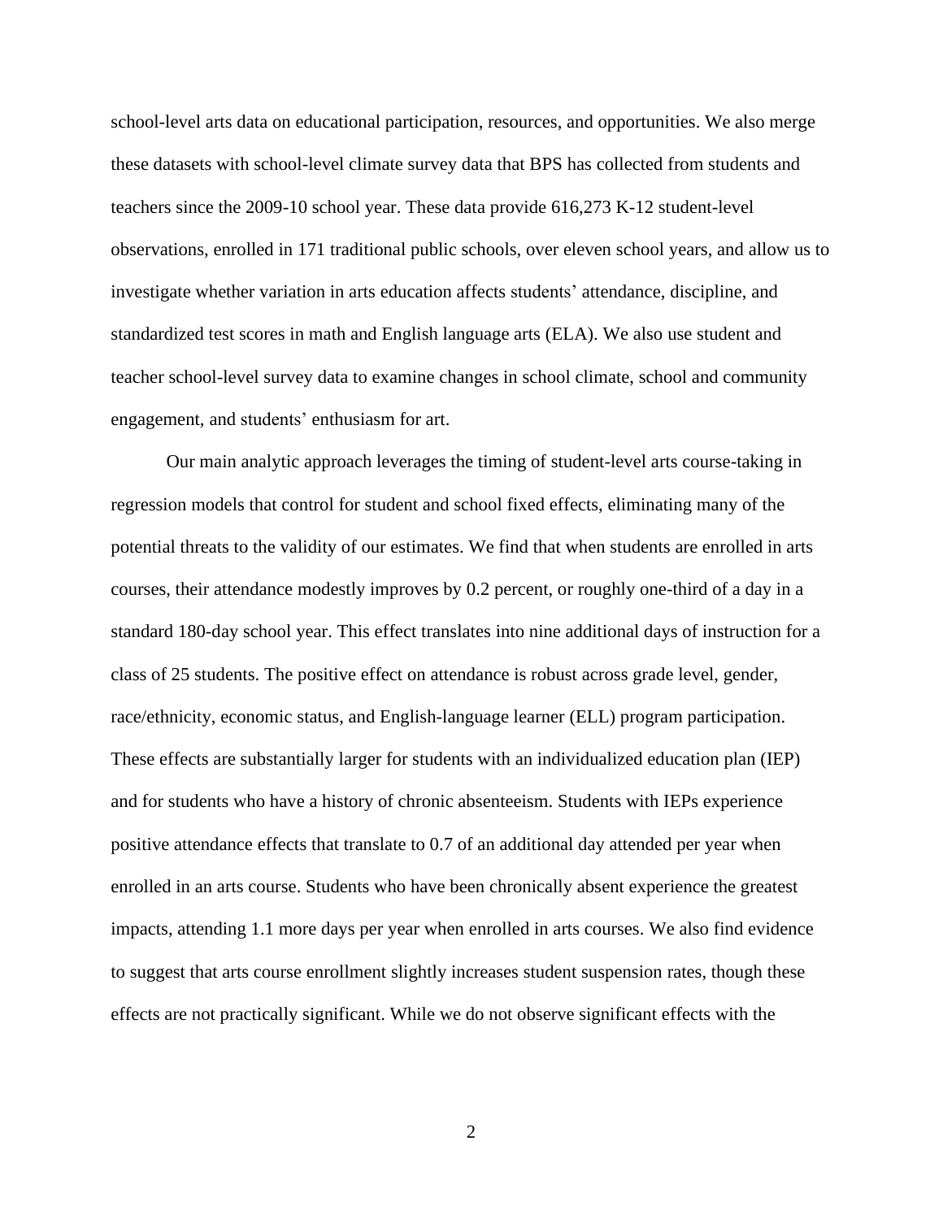school-level arts data on educational participation, resources, and opportunities. We also merge these datasets with school-level climate survey data that BPS has collected from students and teachers since the 2009-10 school year. These data provide 616,273 K-12 student-level observations, enrolled in 171 traditional public schools, over eleven school years, and allow us to investigate whether variation in arts education affects students' attendance, discipline, and standardized test scores in math and English language arts (ELA). We also use student and teacher school-level survey data to examine changes in school climate, school and community engagement, and students' enthusiasm for art.

Our main analytic approach leverages the timing of student-level arts course-taking in regression models that control for student and school fixed effects, eliminating many of the potential threats to the validity of our estimates. We find that when students are enrolled in arts courses, their attendance modestly improves by 0.2 percent, or roughly one-third of a day in a standard 180-day school year. This effect translates into nine additional days of instruction for a class of 25 students. The positive effect on attendance is robust across grade level, gender, race/ethnicity, economic status, and English-language learner (ELL) program participation. These effects are substantially larger for students with an individualized education plan (IEP) and for students who have a history of chronic absenteeism. Students with IEPs experience positive attendance effects that translate to 0.7 of an additional day attended per year when enrolled in an arts course. Students who have been chronically absent experience the greatest impacts, attending 1.1 more days per year when enrolled in arts courses. We also find evidence to suggest that arts course enrollment slightly increases student suspension rates, though these effects are not practically significant. While we do not observe significant effects with the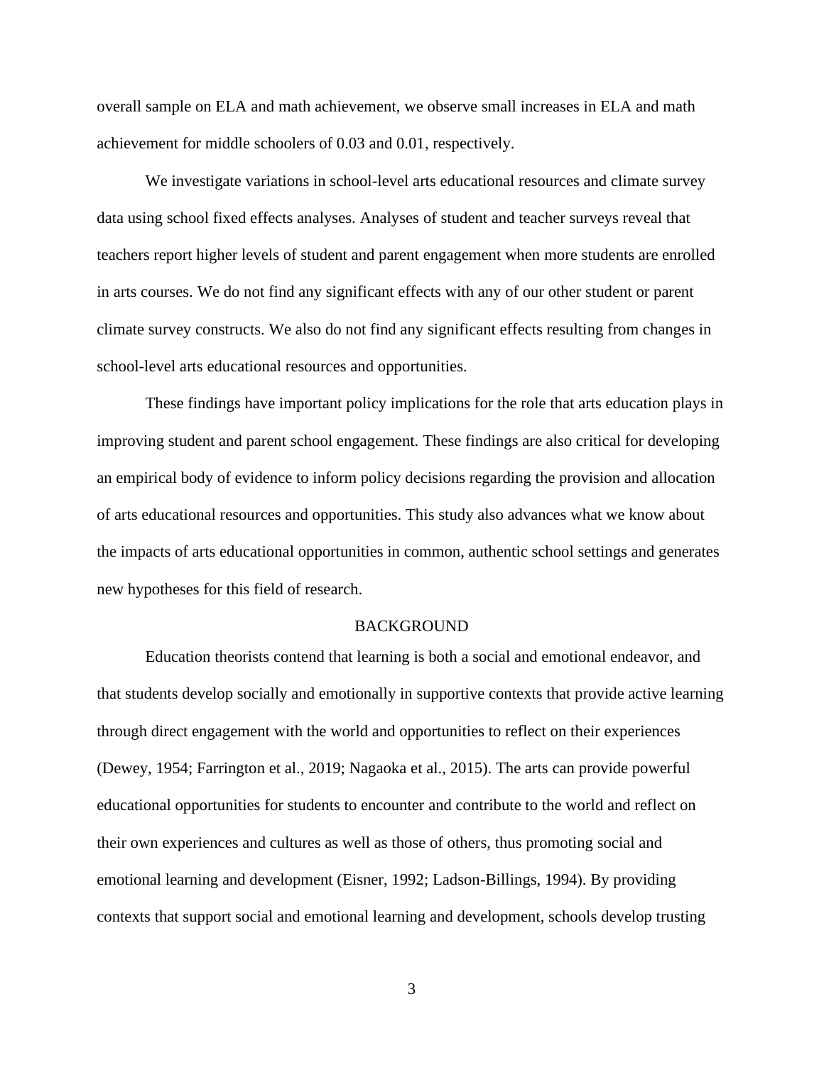overall sample on ELA and math achievement, we observe small increases in ELA and math achievement for middle schoolers of 0.03 and 0.01, respectively.

We investigate variations in school-level arts educational resources and climate survey data using school fixed effects analyses. Analyses of student and teacher surveys reveal that teachers report higher levels of student and parent engagement when more students are enrolled in arts courses. We do not find any significant effects with any of our other student or parent climate survey constructs. We also do not find any significant effects resulting from changes in school-level arts educational resources and opportunities.

These findings have important policy implications for the role that arts education plays in improving student and parent school engagement. These findings are also critical for developing an empirical body of evidence to inform policy decisions regarding the provision and allocation of arts educational resources and opportunities. This study also advances what we know about the impacts of arts educational opportunities in common, authentic school settings and generates new hypotheses for this field of research.

## BACKGROUND

Education theorists contend that learning is both a social and emotional endeavor, and that students develop socially and emotionally in supportive contexts that provide active learning through direct engagement with the world and opportunities to reflect on their experiences (Dewey, 1954; Farrington et al., 2019; Nagaoka et al., 2015). The arts can provide powerful educational opportunities for students to encounter and contribute to the world and reflect on their own experiences and cultures as well as those of others, thus promoting social and emotional learning and development (Eisner, 1992; Ladson-Billings, 1994). By providing contexts that support social and emotional learning and development, schools develop trusting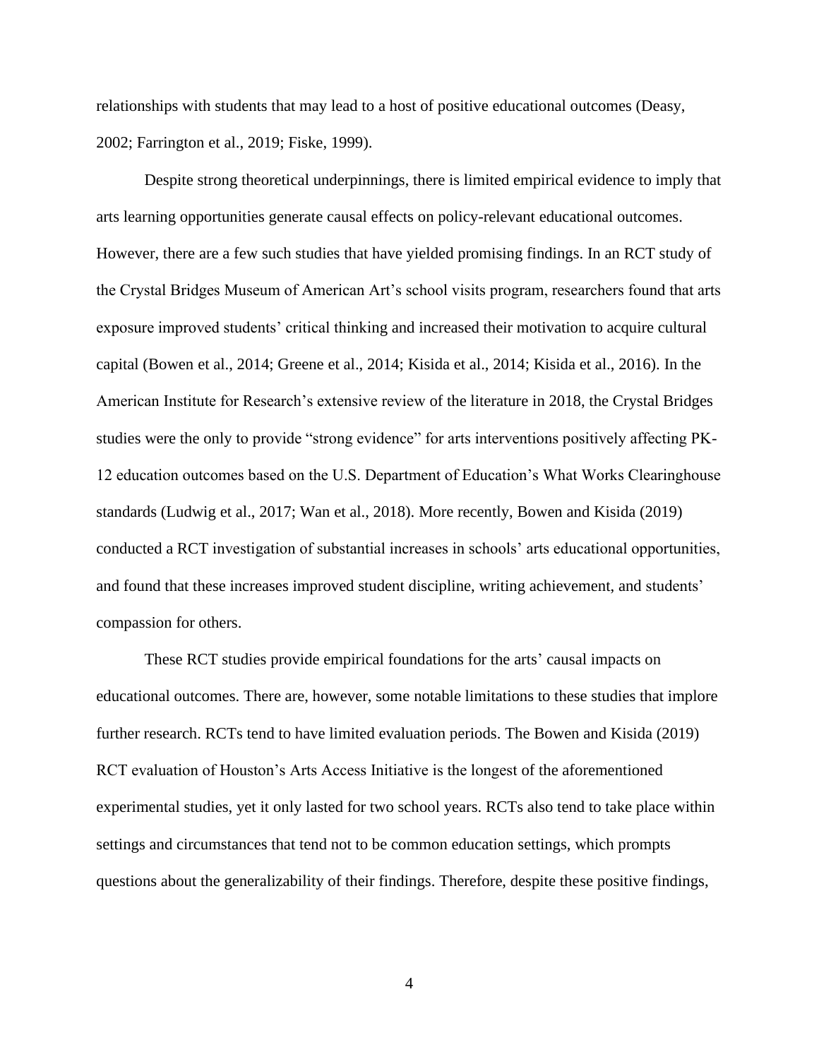relationships with students that may lead to a host of positive educational outcomes (Deasy, 2002; Farrington et al., 2019; Fiske, 1999).

Despite strong theoretical underpinnings, there is limited empirical evidence to imply that arts learning opportunities generate causal effects on policy-relevant educational outcomes. However, there are a few such studies that have yielded promising findings. In an RCT study of the Crystal Bridges Museum of American Art's school visits program, researchers found that arts exposure improved students' critical thinking and increased their motivation to acquire cultural capital (Bowen et al., 2014; Greene et al., 2014; Kisida et al., 2014; Kisida et al., 2016). In the American Institute for Research's extensive review of the literature in 2018, the Crystal Bridges studies were the only to provide "strong evidence" for arts interventions positively affecting PK-12 education outcomes based on the U.S. Department of Education's What Works Clearinghouse standards (Ludwig et al., 2017; Wan et al., 2018). More recently, Bowen and Kisida (2019) conducted a RCT investigation of substantial increases in schools' arts educational opportunities, and found that these increases improved student discipline, writing achievement, and students' compassion for others.

These RCT studies provide empirical foundations for the arts' causal impacts on educational outcomes. There are, however, some notable limitations to these studies that implore further research. RCTs tend to have limited evaluation periods. The Bowen and Kisida (2019) RCT evaluation of Houston's Arts Access Initiative is the longest of the aforementioned experimental studies, yet it only lasted for two school years. RCTs also tend to take place within settings and circumstances that tend not to be common education settings, which prompts questions about the generalizability of their findings. Therefore, despite these positive findings,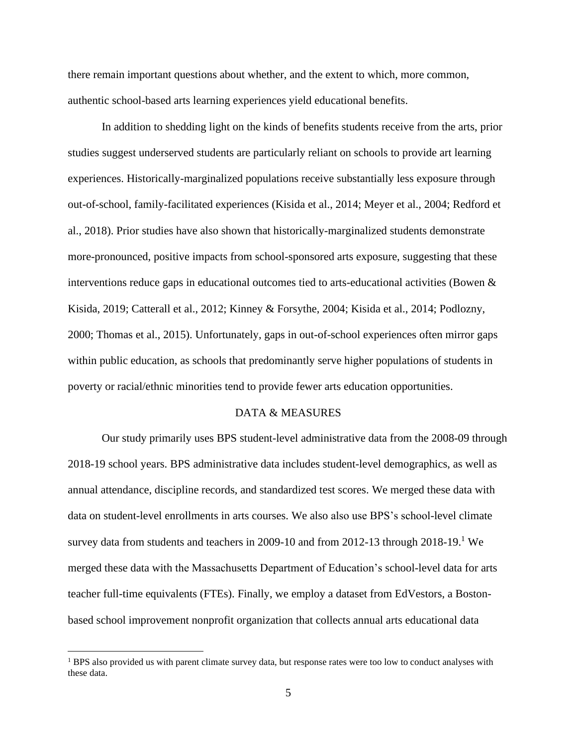there remain important questions about whether, and the extent to which, more common, authentic school-based arts learning experiences yield educational benefits.

In addition to shedding light on the kinds of benefits students receive from the arts, prior studies suggest underserved students are particularly reliant on schools to provide art learning experiences. Historically-marginalized populations receive substantially less exposure through out-of-school, family-facilitated experiences (Kisida et al., 2014; Meyer et al., 2004; Redford et al., 2018). Prior studies have also shown that historically-marginalized students demonstrate more-pronounced, positive impacts from school-sponsored arts exposure, suggesting that these interventions reduce gaps in educational outcomes tied to arts-educational activities (Bowen & Kisida, 2019; Catterall et al., 2012; Kinney & Forsythe, 2004; Kisida et al., 2014; Podlozny, 2000; Thomas et al., 2015). Unfortunately, gaps in out-of-school experiences often mirror gaps within public education, as schools that predominantly serve higher populations of students in poverty or racial/ethnic minorities tend to provide fewer arts education opportunities.

## DATA & MEASURES

Our study primarily uses BPS student-level administrative data from the 2008-09 through 2018-19 school years. BPS administrative data includes student-level demographics, as well as annual attendance, discipline records, and standardized test scores. We merged these data with data on student-level enrollments in arts courses. We also also use BPS's school-level climate survey data from students and teachers in 2009-10 and from 2012-13 through 2018-19.[1] We merged these data with the Massachusetts Department of Education's school-level data for arts teacher full-time equivalents (FTEs). Finally, we employ a dataset from EdVestors, a Boston-based school improvement nonprofit organization that collects annual arts educational data

[1] BPS also provided us with parent climate survey data, but response rates were too low to conduct analyses with these data.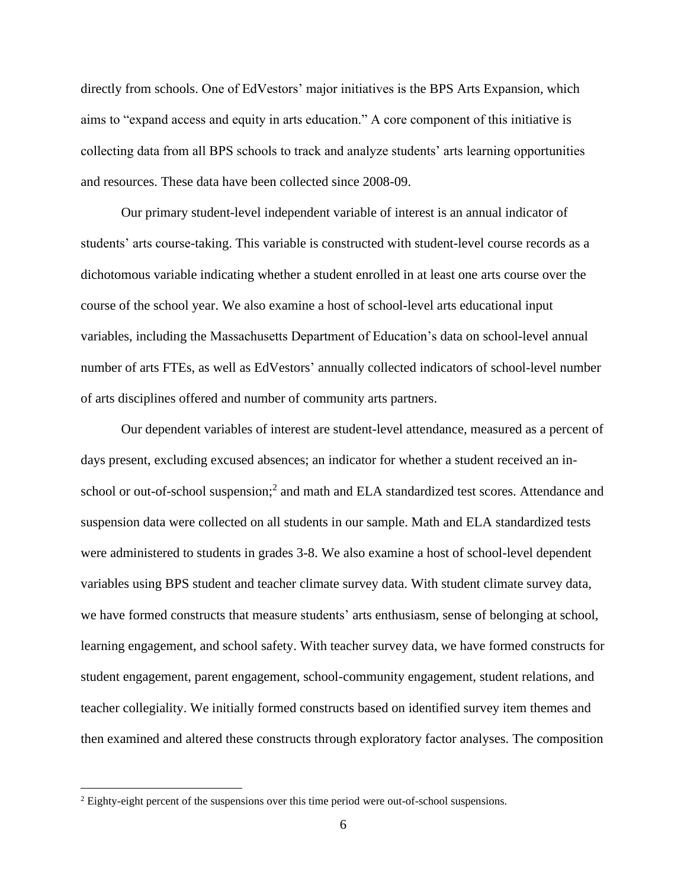directly from schools. One of EdVestors' major initiatives is the BPS Arts Expansion, which aims to "expand access and equity in arts education." A core component of this initiative is collecting data from all BPS schools to track and analyze students' arts learning opportunities and resources. These data have been collected since 2008-09.

Our primary student-level independent variable of interest is an annual indicator of students' arts course-taking. This variable is constructed with student-level course records as a dichotomous variable indicating whether a student enrolled in at least one arts course over the course of the school year. We also examine a host of school-level arts educational input variables, including the Massachusetts Department of Education's data on school-level annual number of arts FTEs, as well as EdVestors' annually collected indicators of school-level number of arts disciplines offered and number of community arts partners.

Our dependent variables of interest are student-level attendance, measured as a percent of days present, excluding excused absences; an indicator for whether a student received an in-school or out-of-school suspension;[2] and math and ELA standardized test scores. Attendance and suspension data were collected on all students in our sample. Math and ELA standardized tests were administered to students in grades 3-8. We also examine a host of school-level dependent variables using BPS student and teacher climate survey data. With student climate survey data, we have formed constructs that measure students' arts enthusiasm, sense of belonging at school, learning engagement, and school safety. With teacher survey data, we have formed constructs for student engagement, parent engagement, school-community engagement, student relations, and teacher collegiality. We initially formed constructs based on identified survey item themes and then examined and altered these constructs through exploratory factor analyses. The composition

[2] Eighty-eight percent of the suspensions over this time period were out-of-school suspensions.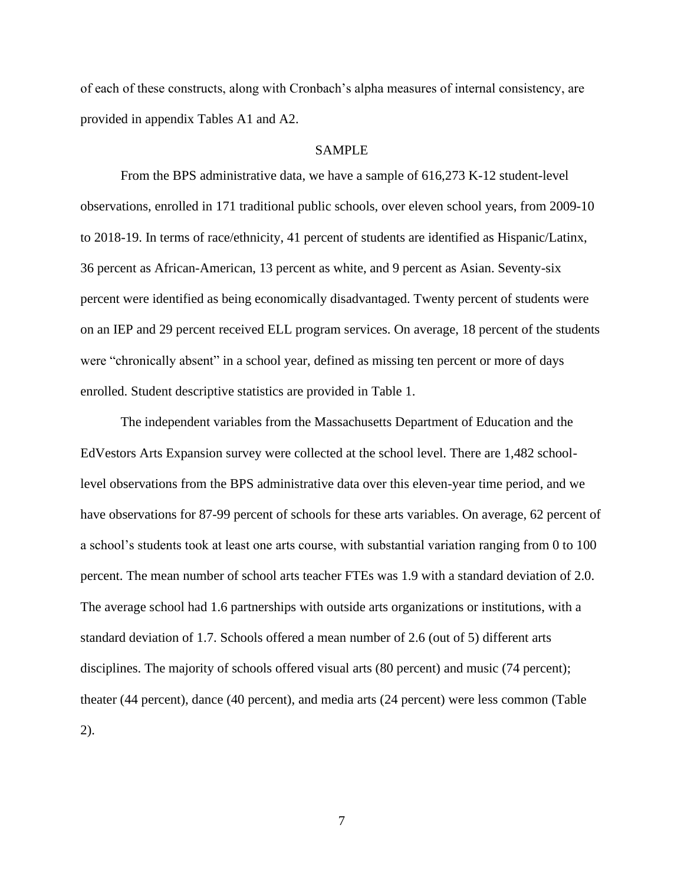of each of these constructs, along with Cronbach's alpha measures of internal consistency, are provided in appendix Tables A1 and A2.

## SAMPLE

From the BPS administrative data, we have a sample of 616,273 K-12 student-level observations, enrolled in 171 traditional public schools, over eleven school years, from 2009-10 to 2018-19. In terms of race/ethnicity, 41 percent of students are identified as Hispanic/Latinx, 36 percent as African-American, 13 percent as white, and 9 percent as Asian. Seventy-six percent were identified as being economically disadvantaged. Twenty percent of students were on an IEP and 29 percent received ELL program services. On average, 18 percent of the students were "chronically absent" in a school year, defined as missing ten percent or more of days enrolled. Student descriptive statistics are provided in Table 1.

The independent variables from the Massachusetts Department of Education and the EdVestors Arts Expansion survey were collected at the school level. There are 1,482 school-level observations from the BPS administrative data over this eleven-year time period, and we have observations for 87-99 percent of schools for these arts variables. On average, 62 percent of a school's students took at least one arts course, with substantial variation ranging from 0 to 100 percent. The mean number of school arts teacher FTEs was 1.9 with a standard deviation of 2.0. The average school had 1.6 partnerships with outside arts organizations or institutions, with a standard deviation of 1.7. Schools offered a mean number of 2.6 (out of 5) different arts disciplines. The majority of schools offered visual arts (80 percent) and music (74 percent); theater (44 percent), dance (40 percent), and media arts (24 percent) were less common (Table 2).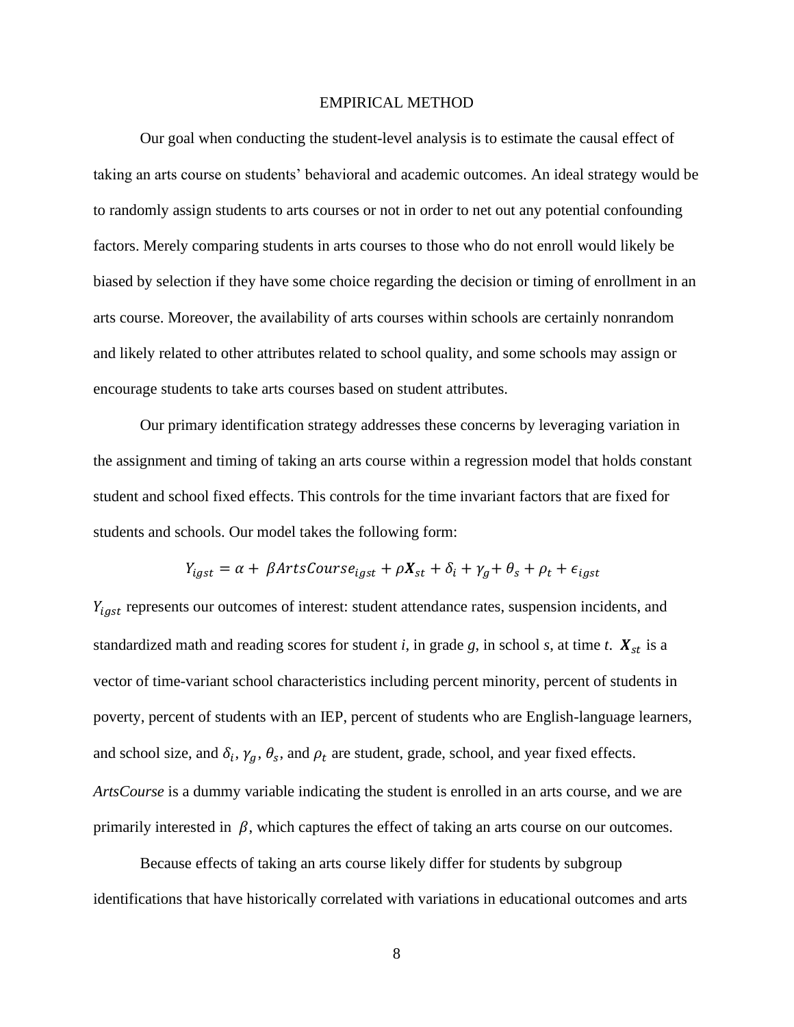## EMPIRICAL METHOD

Our goal when conducting the student-level analysis is to estimate the causal effect of taking an arts course on students' behavioral and academic outcomes. An ideal strategy would be to randomly assign students to arts courses or not in order to net out any potential confounding factors. Merely comparing students in arts courses to those who do not enroll would likely be biased by selection if they have some choice regarding the decision or timing of enrollment in an arts course. Moreover, the availability of arts courses within schools are certainly nonrandom and likely related to other attributes related to school quality, and some schools may assign or encourage students to take arts courses based on student attributes.

Our primary identification strategy addresses these concerns by leveraging variation in the assignment and timing of taking an arts course within a regression model that holds constant student and school fixed effects. This controls for the time invariant factors that are fixed for students and schools. Our model takes the following form:

$$Y_{igst} = \alpha + \beta ArtsCourse_{igst} + \rho \boldsymbol{X}_{st} + \delta_i + \gamma_g + \theta_s + \rho_t + \epsilon_{igst}$$

$Y_{igst}$ represents our outcomes of interest: student attendance rates, suspension incidents, and standardized math and reading scores for student *i*, in grade *g*, in school *s*, at time *t*. $\boldsymbol{X}_{st}$ is a vector of time-variant school characteristics including percent minority, percent of students in poverty, percent of students with an IEP, percent of students who are English-language learners, and school size, and $\delta_i$, $\gamma_g$, $\theta_s$, and $\rho_t$ are student, grade, school, and year fixed effects. *ArtsCourse* is a dummy variable indicating the student is enrolled in an arts course, and we are primarily interested in $\beta$, which captures the effect of taking an arts course on our outcomes.

Because effects of taking an arts course likely differ for students by subgroup identifications that have historically correlated with variations in educational outcomes and arts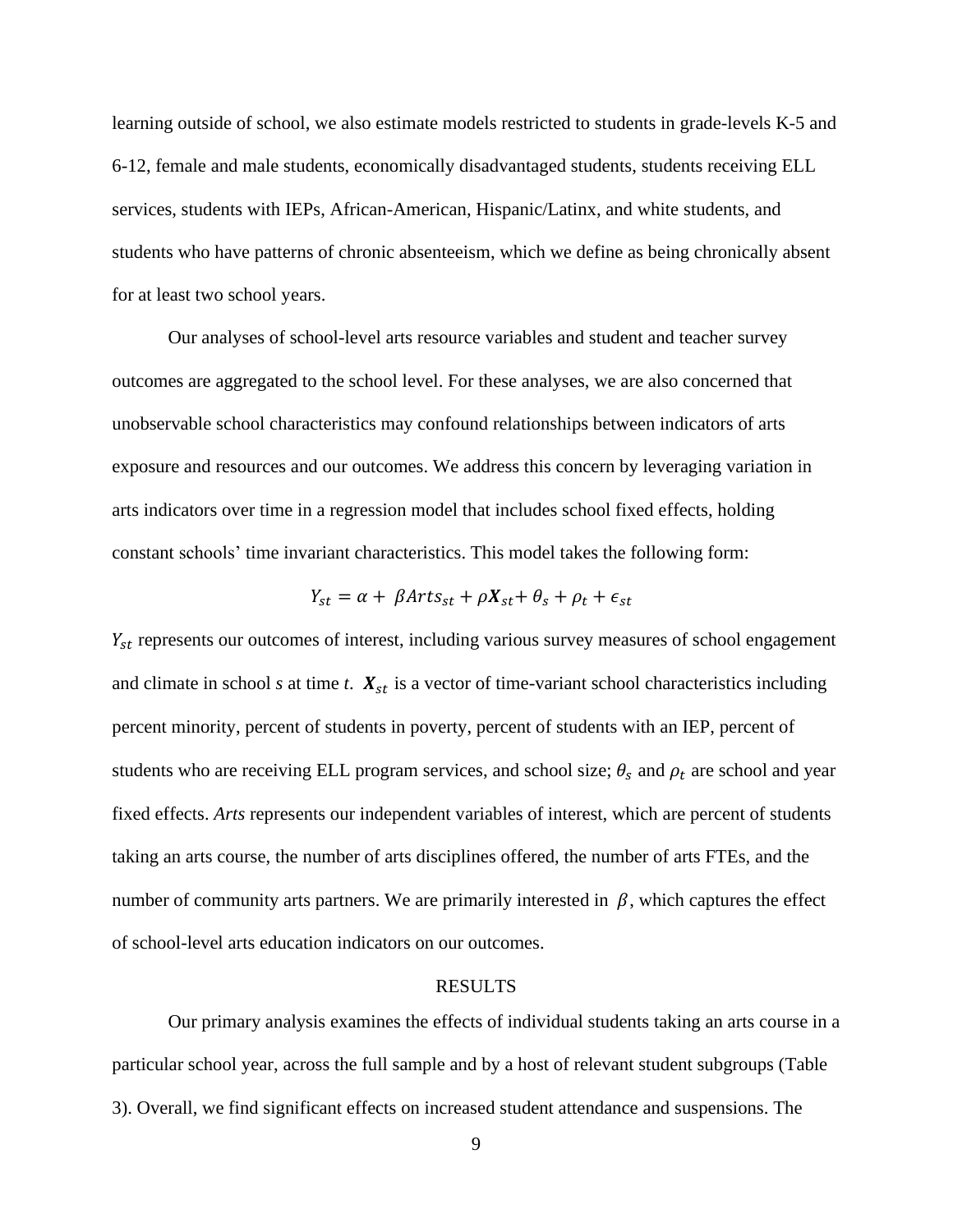learning outside of school, we also estimate models restricted to students in grade-levels K-5 and 6-12, female and male students, economically disadvantaged students, students receiving ELL services, students with IEPs, African-American, Hispanic/Latinx, and white students, and students who have patterns of chronic absenteeism, which we define as being chronically absent for at least two school years.

Our analyses of school-level arts resource variables and student and teacher survey outcomes are aggregated to the school level. For these analyses, we are also concerned that unobservable school characteristics may confound relationships between indicators of arts exposure and resources and our outcomes. We address this concern by leveraging variation in arts indicators over time in a regression model that includes school fixed effects, holding constant schools' time invariant characteristics. This model takes the following form:

$$Y_{st} = \alpha + \beta Arts_{st} + \rho \boldsymbol{X}_{st} + \theta_s + \rho_t + \epsilon_{st}$$

$Y_{st}$ represents our outcomes of interest, including various survey measures of school engagement and climate in school *s* at time *t*. $\boldsymbol{X}_{st}$ is a vector of time-variant school characteristics including percent minority, percent of students in poverty, percent of students with an IEP, percent of students who are receiving ELL program services, and school size; $\theta_s$ and $\rho_t$ are school and year fixed effects. *Arts* represents our independent variables of interest, which are percent of students taking an arts course, the number of arts disciplines offered, the number of arts FTEs, and the number of community arts partners. We are primarily interested in $\beta$, which captures the effect of school-level arts education indicators on our outcomes.

## RESULTS

Our primary analysis examines the effects of individual students taking an arts course in a particular school year, across the full sample and by a host of relevant student subgroups (Table 3). Overall, we find significant effects on increased student attendance and suspensions. The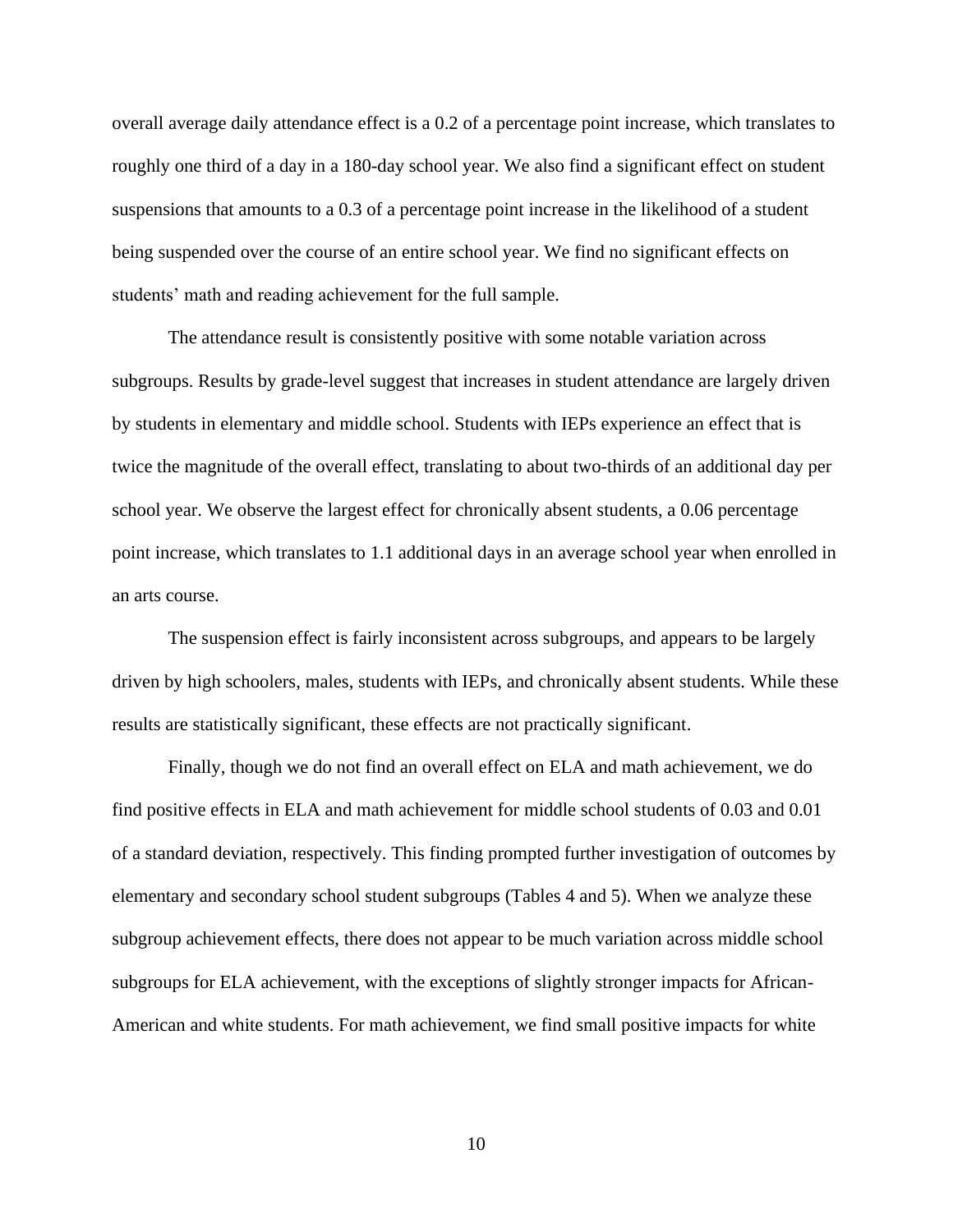overall average daily attendance effect is a 0.2 of a percentage point increase, which translates to roughly one third of a day in a 180-day school year. We also find a significant effect on student suspensions that amounts to a 0.3 of a percentage point increase in the likelihood of a student being suspended over the course of an entire school year. We find no significant effects on students' math and reading achievement for the full sample.

The attendance result is consistently positive with some notable variation across subgroups. Results by grade-level suggest that increases in student attendance are largely driven by students in elementary and middle school. Students with IEPs experience an effect that is twice the magnitude of the overall effect, translating to about two-thirds of an additional day per school year. We observe the largest effect for chronically absent students, a 0.06 percentage point increase, which translates to 1.1 additional days in an average school year when enrolled in an arts course.

The suspension effect is fairly inconsistent across subgroups, and appears to be largely driven by high schoolers, males, students with IEPs, and chronically absent students. While these results are statistically significant, these effects are not practically significant.

Finally, though we do not find an overall effect on ELA and math achievement, we do find positive effects in ELA and math achievement for middle school students of 0.03 and 0.01 of a standard deviation, respectively. This finding prompted further investigation of outcomes by elementary and secondary school student subgroups (Tables 4 and 5). When we analyze these subgroup achievement effects, there does not appear to be much variation across middle school subgroups for ELA achievement, with the exceptions of slightly stronger impacts for African-American and white students. For math achievement, we find small positive impacts for white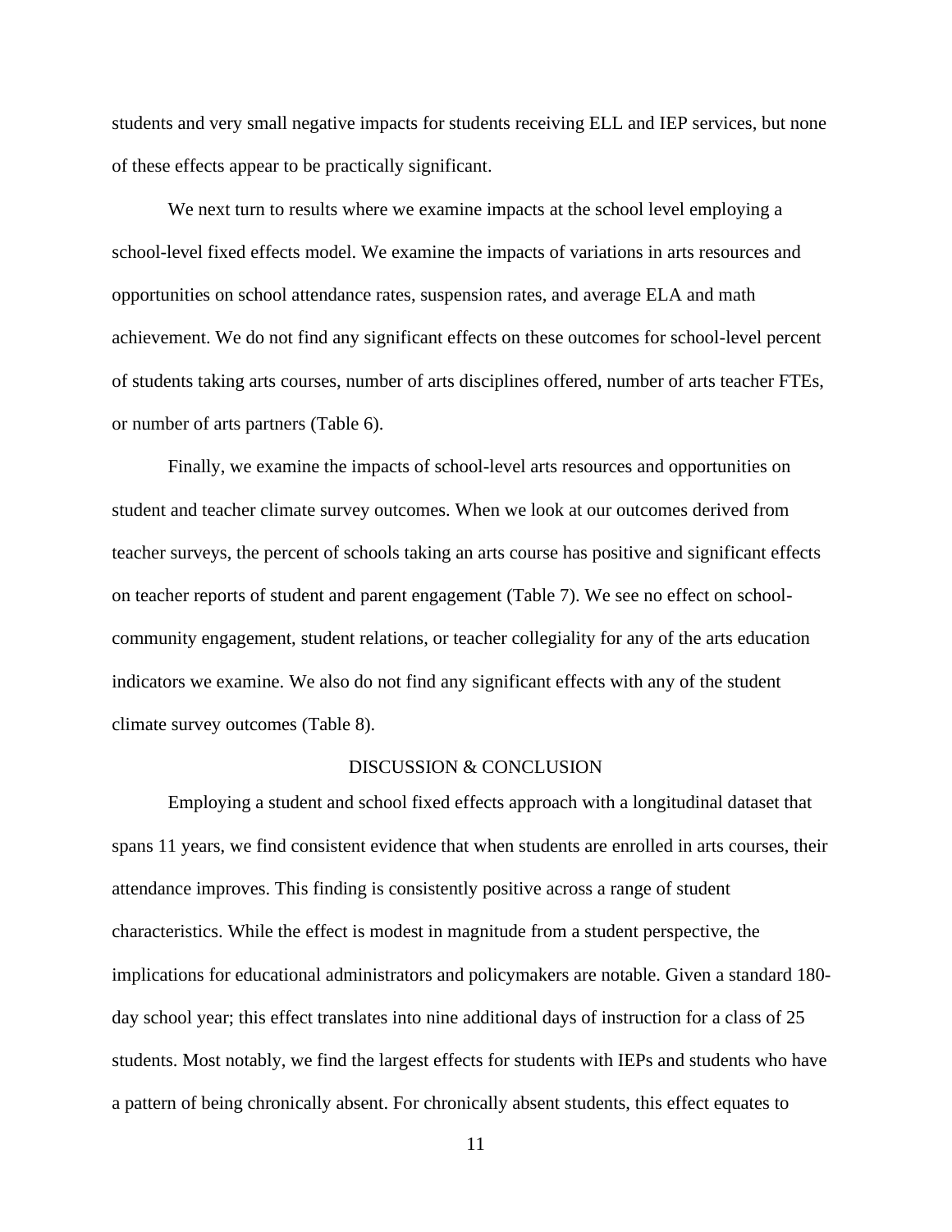students and very small negative impacts for students receiving ELL and IEP services, but none of these effects appear to be practically significant.

We next turn to results where we examine impacts at the school level employing a school-level fixed effects model. We examine the impacts of variations in arts resources and opportunities on school attendance rates, suspension rates, and average ELA and math achievement. We do not find any significant effects on these outcomes for school-level percent of students taking arts courses, number of arts disciplines offered, number of arts teacher FTEs, or number of arts partners (Table 6).

Finally, we examine the impacts of school-level arts resources and opportunities on student and teacher climate survey outcomes. When we look at our outcomes derived from teacher surveys, the percent of schools taking an arts course has positive and significant effects on teacher reports of student and parent engagement (Table 7). We see no effect on school-community engagement, student relations, or teacher collegiality for any of the arts education indicators we examine. We also do not find any significant effects with any of the student climate survey outcomes (Table 8).

## DISCUSSION & CONCLUSION

Employing a student and school fixed effects approach with a longitudinal dataset that spans 11 years, we find consistent evidence that when students are enrolled in arts courses, their attendance improves. This finding is consistently positive across a range of student characteristics. While the effect is modest in magnitude from a student perspective, the implications for educational administrators and policymakers are notable. Given a standard 180-day school year; this effect translates into nine additional days of instruction for a class of 25 students. Most notably, we find the largest effects for students with IEPs and students who have a pattern of being chronically absent. For chronically absent students, this effect equates to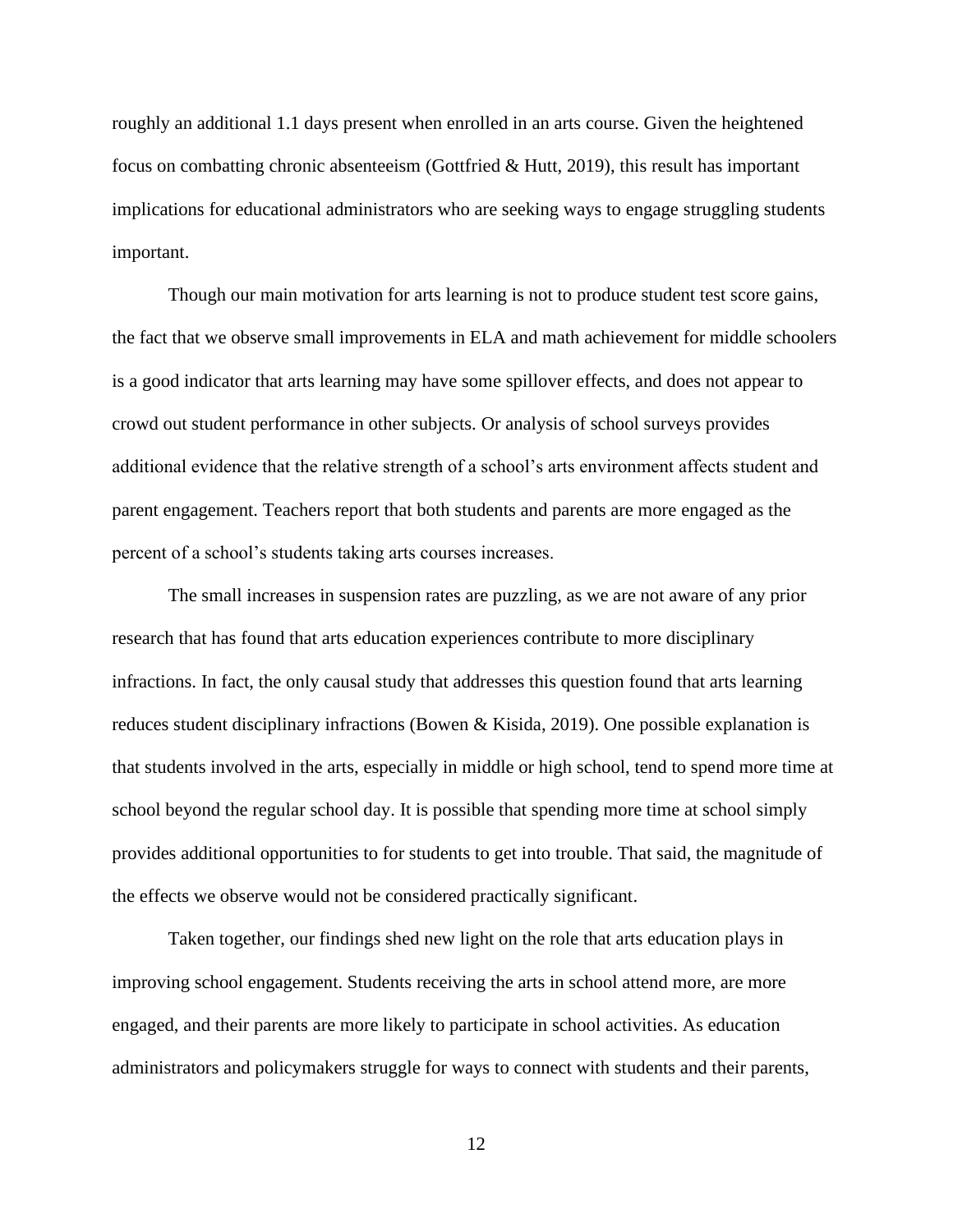roughly an additional 1.1 days present when enrolled in an arts course. Given the heightened focus on combatting chronic absenteeism (Gottfried & Hutt, 2019), this result has important implications for educational administrators who are seeking ways to engage struggling students important.

Though our main motivation for arts learning is not to produce student test score gains, the fact that we observe small improvements in ELA and math achievement for middle schoolers is a good indicator that arts learning may have some spillover effects, and does not appear to crowd out student performance in other subjects. Or analysis of school surveys provides additional evidence that the relative strength of a school's arts environment affects student and parent engagement. Teachers report that both students and parents are more engaged as the percent of a school's students taking arts courses increases.

The small increases in suspension rates are puzzling, as we are not aware of any prior research that has found that arts education experiences contribute to more disciplinary infractions. In fact, the only causal study that addresses this question found that arts learning reduces student disciplinary infractions (Bowen & Kisida, 2019). One possible explanation is that students involved in the arts, especially in middle or high school, tend to spend more time at school beyond the regular school day. It is possible that spending more time at school simply provides additional opportunities to for students to get into trouble. That said, the magnitude of the effects we observe would not be considered practically significant.

Taken together, our findings shed new light on the role that arts education plays in improving school engagement. Students receiving the arts in school attend more, are more engaged, and their parents are more likely to participate in school activities. As education administrators and policymakers struggle for ways to connect with students and their parents,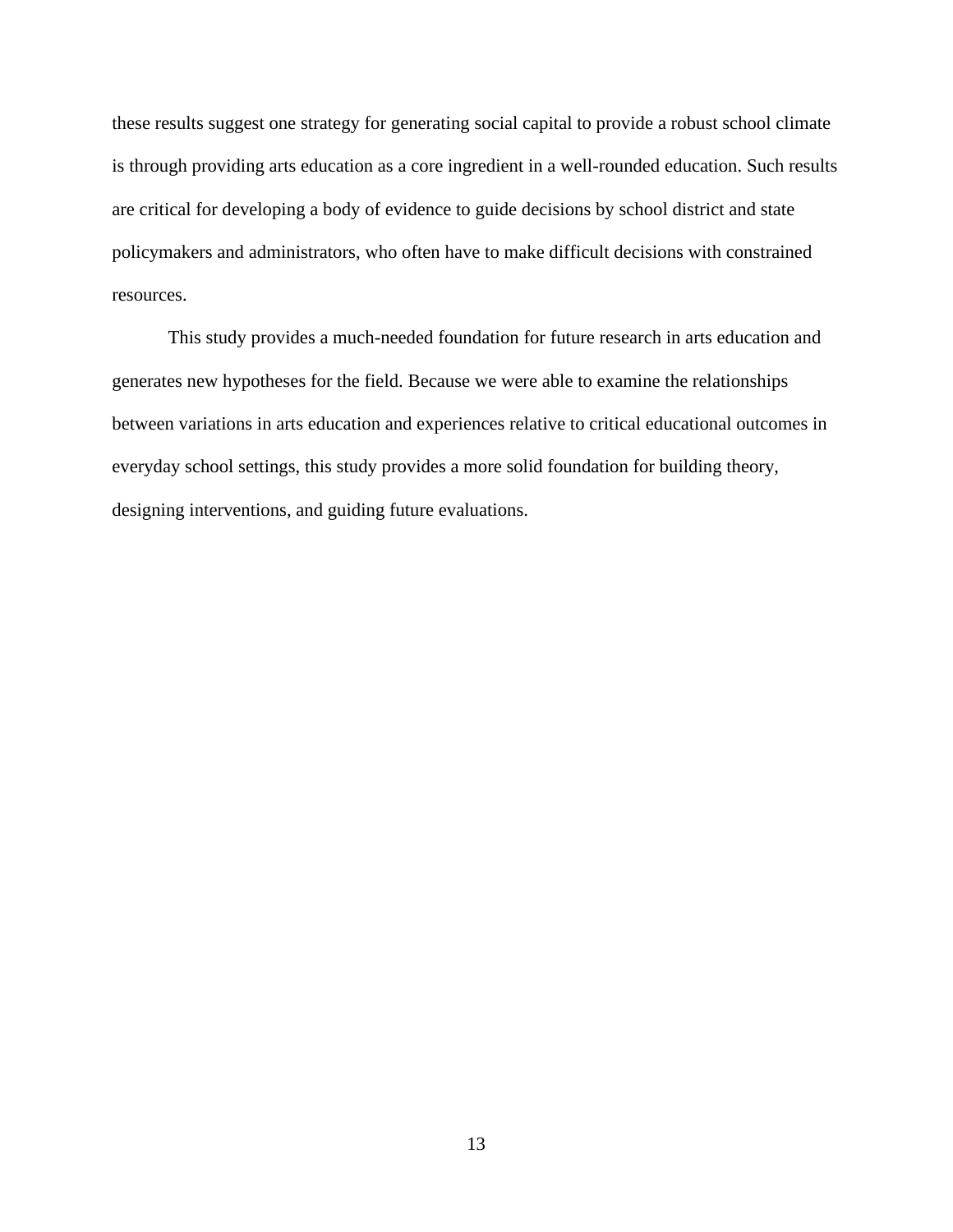these results suggest one strategy for generating social capital to provide a robust school climate is through providing arts education as a core ingredient in a well-rounded education. Such results are critical for developing a body of evidence to guide decisions by school district and state policymakers and administrators, who often have to make difficult decisions with constrained resources.

This study provides a much-needed foundation for future research in arts education and generates new hypotheses for the field. Because we were able to examine the relationships between variations in arts education and experiences relative to critical educational outcomes in everyday school settings, this study provides a more solid foundation for building theory, designing interventions, and guiding future evaluations.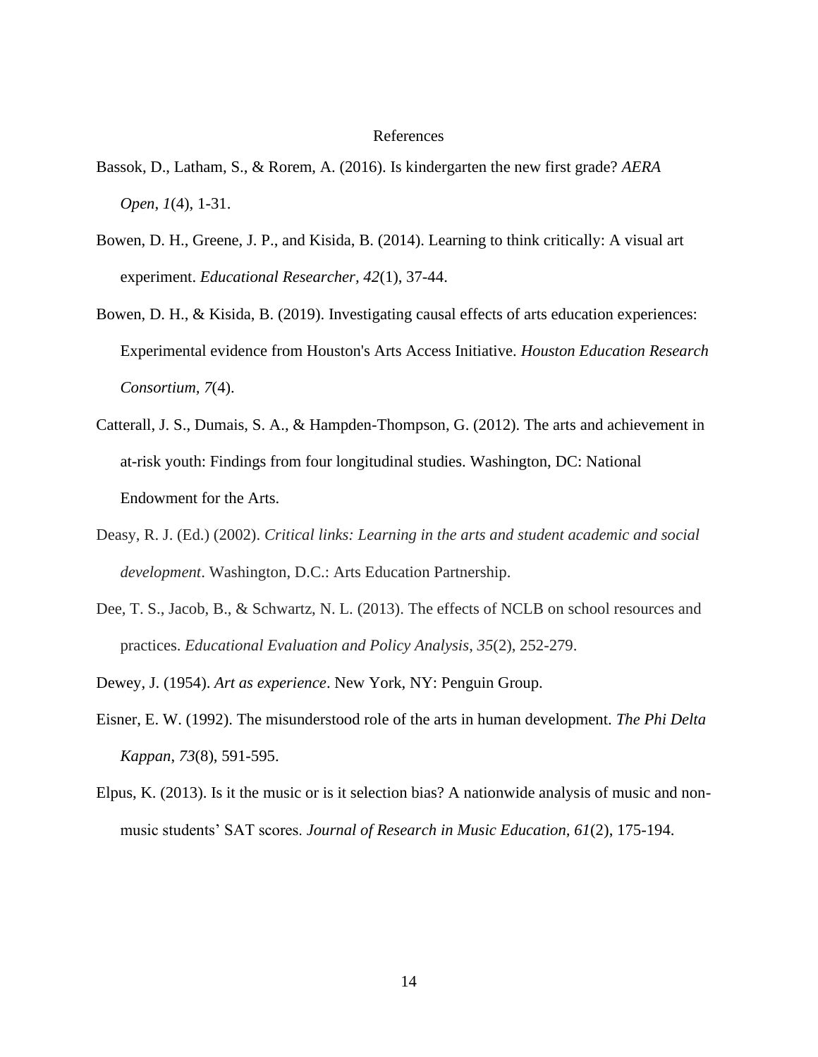# References

Bassok, D., Latham, S., & Rorem, A. (2016). Is kindergarten the new first grade? *AERA Open*, *1*(4), 1-31.

Bowen, D. H., Greene, J. P., and Kisida, B. (2014). Learning to think critically: A visual art experiment. *Educational Researcher, 42*(1), 37-44.

Bowen, D. H., & Kisida, B. (2019). Investigating causal effects of arts education experiences: Experimental evidence from Houston's Arts Access Initiative. *Houston Education Research Consortium, 7*(4).

Catterall, J. S., Dumais, S. A., & Hampden-Thompson, G. (2012). The arts and achievement in at-risk youth: Findings from four longitudinal studies. Washington, DC: National Endowment for the Arts.

Deasy, R. J. (Ed.) (2002). *Critical links: Learning in the arts and student academic and social development*. Washington, D.C.: Arts Education Partnership.

Dee, T. S., Jacob, B., & Schwartz, N. L. (2013). The effects of NCLB on school resources and practices. *Educational Evaluation and Policy Analysis*, *35*(2), 252-279.

Dewey, J. (1954). *Art as experience*. New York, NY: Penguin Group.

Eisner, E. W. (1992). The misunderstood role of the arts in human development. *The Phi Delta Kappan*, *73*(8), 591-595.

Elpus, K. (2013). Is it the music or is it selection bias? A nationwide analysis of music and non-music students' SAT scores. *Journal of Research in Music Education, 61*(2), 175-194.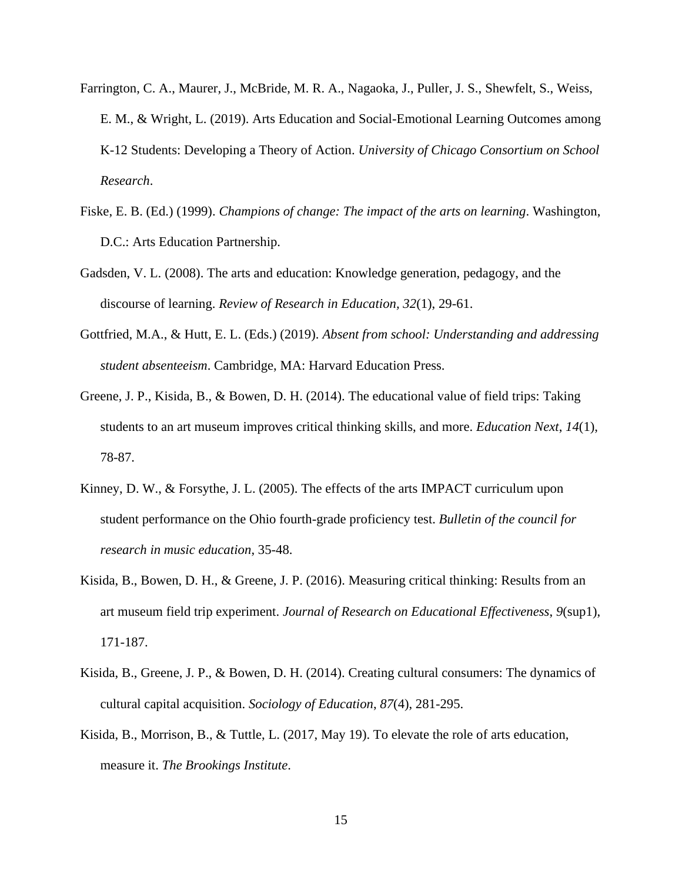Farrington, C. A., Maurer, J., McBride, M. R. A., Nagaoka, J., Puller, J. S., Shewfelt, S., Weiss, E. M., & Wright, L. (2019). Arts Education and Social-Emotional Learning Outcomes among K-12 Students: Developing a Theory of Action. *University of Chicago Consortium on School Research*.

Fiske, E. B. (Ed.) (1999). *Champions of change: The impact of the arts on learning*. Washington, D.C.: Arts Education Partnership.

Gadsden, V. L. (2008). The arts and education: Knowledge generation, pedagogy, and the discourse of learning. *Review of Research in Education, 32*(1), 29-61.

Gottfried, M.A., & Hutt, E. L. (Eds.) (2019). *Absent from school: Understanding and addressing student absenteeism*. Cambridge, MA: Harvard Education Press.

Greene, J. P., Kisida, B., & Bowen, D. H. (2014). The educational value of field trips: Taking students to an art museum improves critical thinking skills, and more. *Education Next*, *14*(1), 78-87.

Kinney, D. W., & Forsythe, J. L. (2005). The effects of the arts IMPACT curriculum upon student performance on the Ohio fourth-grade proficiency test. *Bulletin of the council for research in music education*, 35-48.

Kisida, B., Bowen, D. H., & Greene, J. P. (2016). Measuring critical thinking: Results from an art museum field trip experiment. *Journal of Research on Educational Effectiveness, 9*(sup1), 171-187.

Kisida, B., Greene, J. P., & Bowen, D. H. (2014). Creating cultural consumers: The dynamics of cultural capital acquisition. *Sociology of Education*, *87*(4), 281-295.

Kisida, B., Morrison, B., & Tuttle, L. (2017, May 19). To elevate the role of arts education, measure it. *The Brookings Institute*.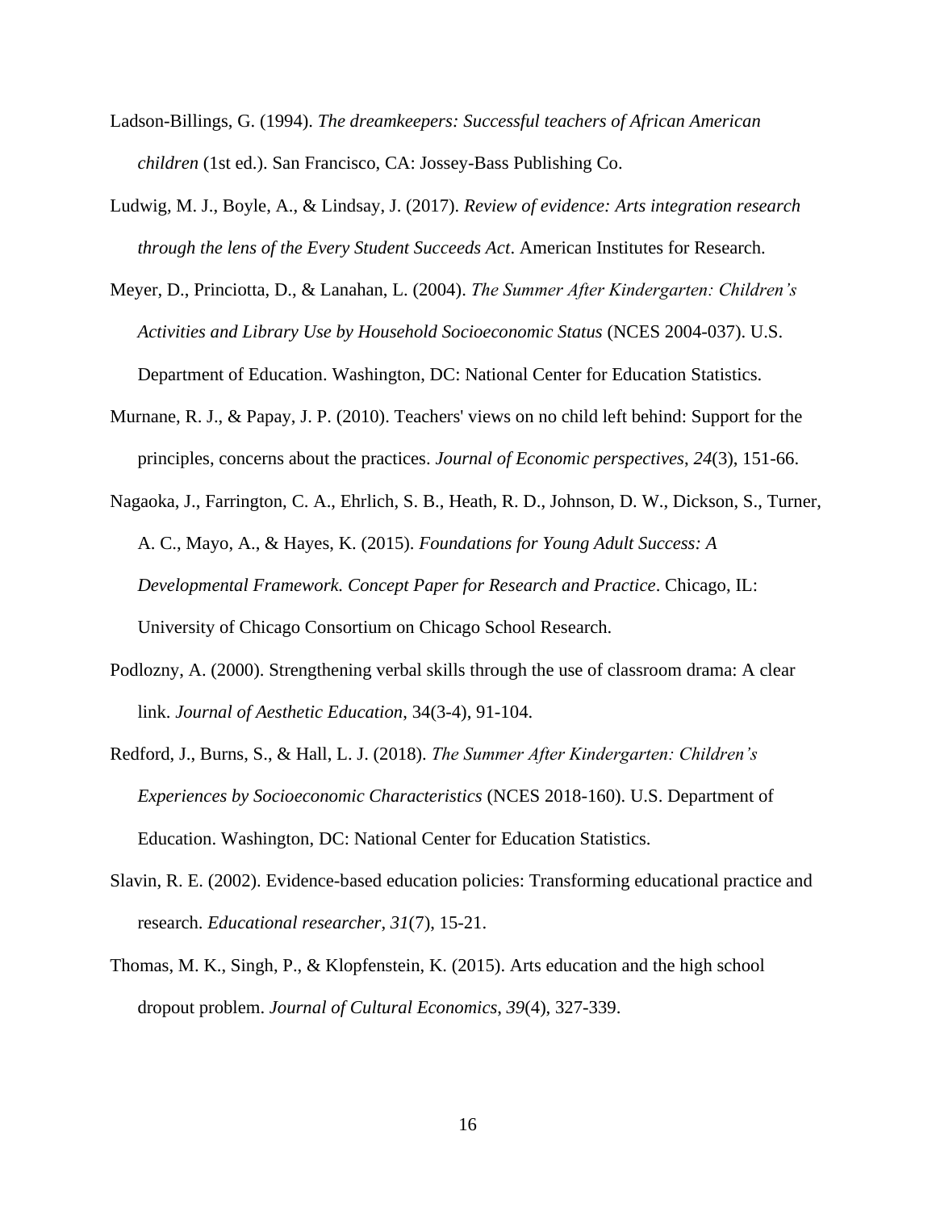Ladson-Billings, G. (1994). *The dreamkeepers: Successful teachers of African American children* (1st ed.). San Francisco, CA: Jossey-Bass Publishing Co.

Ludwig, M. J., Boyle, A., & Lindsay, J. (2017). *Review of evidence: Arts integration research through the lens of the Every Student Succeeds Act*. American Institutes for Research.

Meyer, D., Princiotta, D., & Lanahan, L. (2004). *The Summer After Kindergarten: Children's Activities and Library Use by Household Socioeconomic Status* (NCES 2004-037). U.S. Department of Education. Washington, DC: National Center for Education Statistics.

Murnane, R. J., & Papay, J. P. (2010). Teachers' views on no child left behind: Support for the principles, concerns about the practices. *Journal of Economic perspectives*, *24*(3), 151-66.

Nagaoka, J., Farrington, C. A., Ehrlich, S. B., Heath, R. D., Johnson, D. W., Dickson, S., Turner, A. C., Mayo, A., & Hayes, K. (2015). *Foundations for Young Adult Success: A Developmental Framework. Concept Paper for Research and Practice*. Chicago, IL: University of Chicago Consortium on Chicago School Research.

Podlozny, A. (2000). Strengthening verbal skills through the use of classroom drama: A clear link. *Journal of Aesthetic Education*, 34(3-4), 91-104.

Redford, J., Burns, S., & Hall, L. J. (2018). *The Summer After Kindergarten: Children's Experiences by Socioeconomic Characteristics* (NCES 2018-160). U.S. Department of Education. Washington, DC: National Center for Education Statistics.

Slavin, R. E. (2002). Evidence-based education policies: Transforming educational practice and research. *Educational researcher*, *31*(7), 15-21.

Thomas, M. K., Singh, P., & Klopfenstein, K. (2015). Arts education and the high school dropout problem. *Journal of Cultural Economics*, *39*(4), 327-339.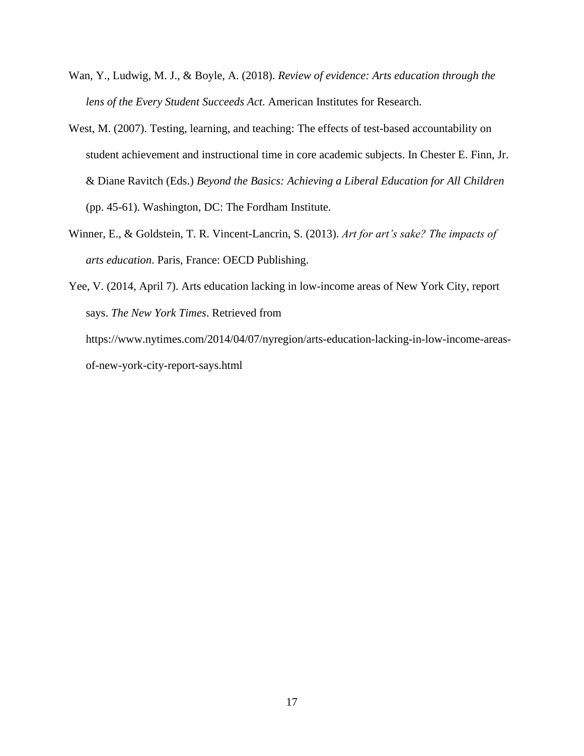Wan, Y., Ludwig, M. J., & Boyle, A. (2018). *Review of evidence: Arts education through the lens of the Every Student Succeeds Act*. American Institutes for Research.

West, M. (2007). Testing, learning, and teaching: The effects of test-based accountability on student achievement and instructional time in core academic subjects. In Chester E. Finn, Jr. & Diane Ravitch (Eds.) *Beyond the Basics: Achieving a Liberal Education for All Children* (pp. 45-61). Washington, DC: The Fordham Institute.

Winner, E., & Goldstein, T. R. Vincent-Lancrin, S. (2013). *Art for art's sake? The impacts of arts education*. Paris, France: OECD Publishing.

Yee, V. (2014, April 7). Arts education lacking in low-income areas of New York City, report says. *The New York Times*. Retrieved from https://www.nytimes.com/2014/04/07/nyregion/arts-education-lacking-in-low-income-areas-of-new-york-city-report-says.html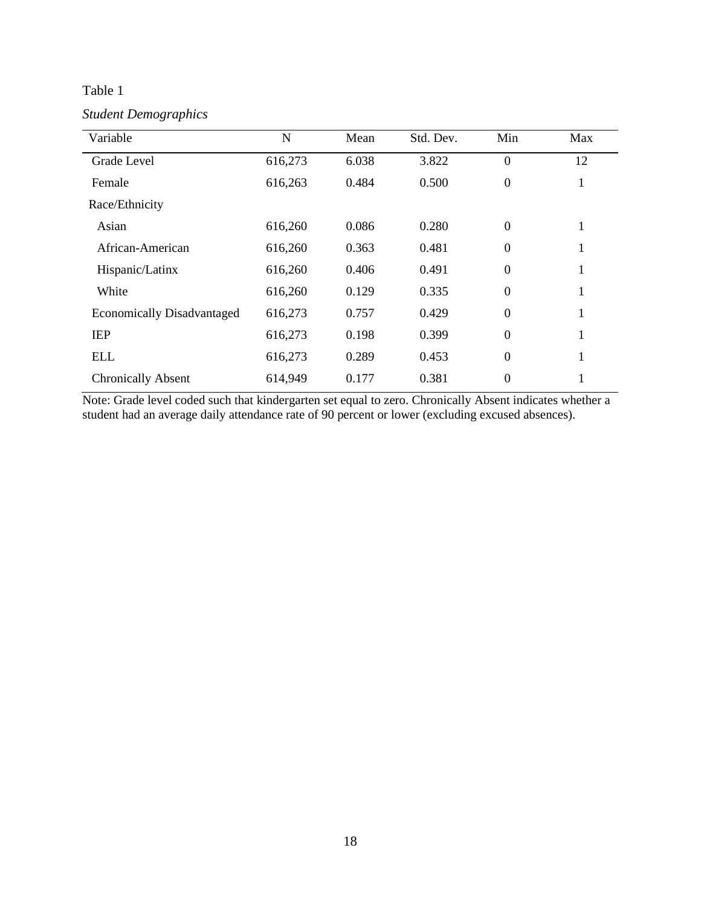Table 1

*Student Demographics*

| Variable | N | Mean | Std. Dev. | Min | Max |
|---|---|---|---|---|---|
| Grade Level | 616,273 | 6.038 | 3.822 | 0 | 12 |
| Female | 616,263 | 0.484 | 0.500 | 0 | 1 |
| Race/Ethnicity | | | | | |
| Asian | 616,260 | 0.086 | 0.280 | 0 | 1 |
| African-American | 616,260 | 0.363 | 0.481 | 0 | 1 |
| Hispanic/Latinx | 616,260 | 0.406 | 0.491 | 0 | 1 |
| White | 616,260 | 0.129 | 0.335 | 0 | 1 |
| Economically Disadvantaged | 616,273 | 0.757 | 0.429 | 0 | 1 |
| IEP | 616,273 | 0.198 | 0.399 | 0 | 1 |
| ELL | 616,273 | 0.289 | 0.453 | 0 | 1 |
| Chronically Absent | 614,949 | 0.177 | 0.381 | 0 | 1 |

Note: Grade level coded such that kindergarten set equal to zero. Chronically Absent indicates whether a student had an average daily attendance rate of 90 percent or lower (excluding excused absences).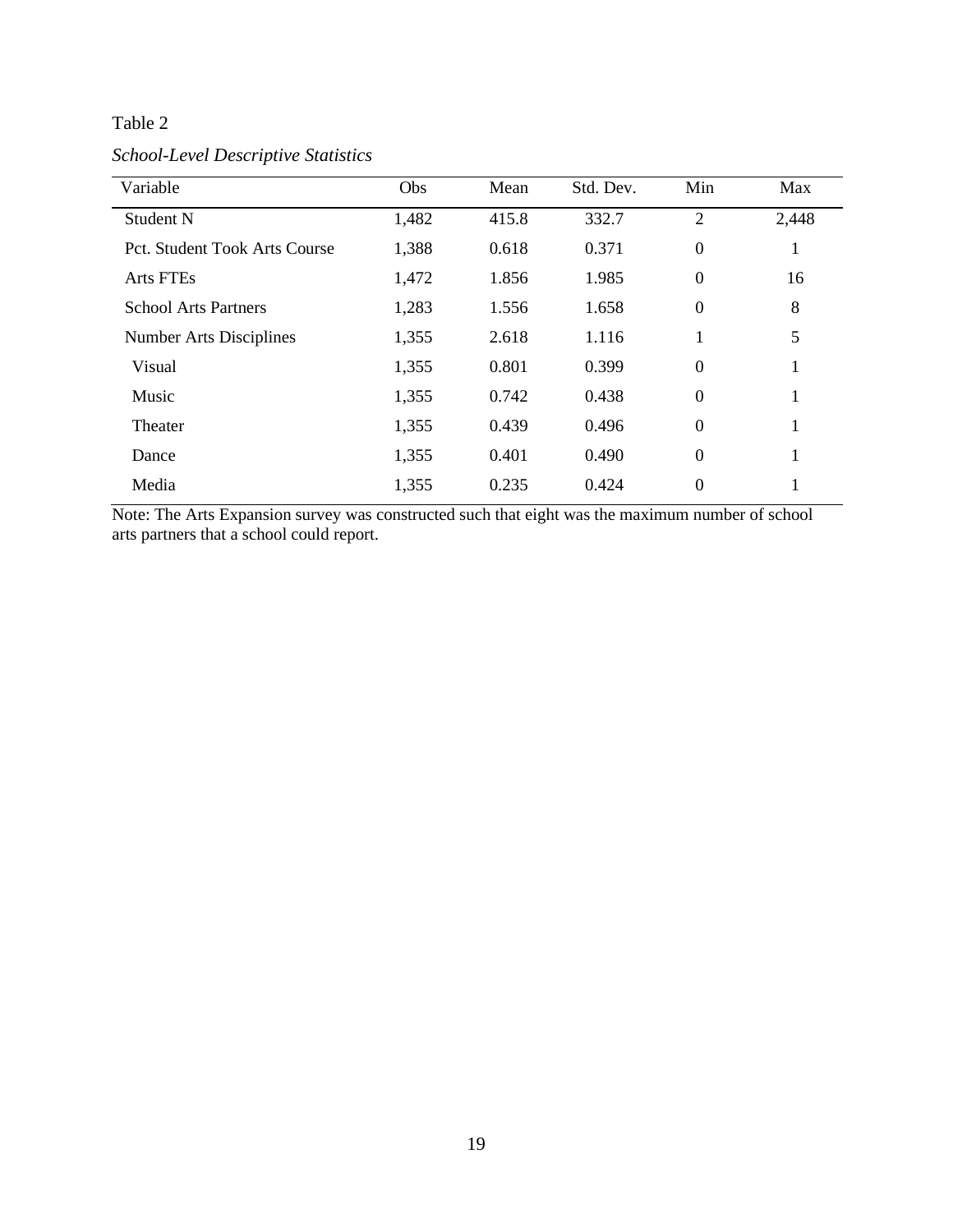Table 2

*School-Level Descriptive Statistics*

| Variable | Obs | Mean | Std. Dev. | Min | Max |
|---|---|---|---|---|---|
| Student N | 1,482 | 415.8 | 332.7 | 2 | 2,448 |
| Pct. Student Took Arts Course | 1,388 | 0.618 | 0.371 | 0 | 1 |
| Arts FTEs | 1,472 | 1.856 | 1.985 | 0 | 16 |
| School Arts Partners | 1,283 | 1.556 | 1.658 | 0 | 8 |
| Number Arts Disciplines | 1,355 | 2.618 | 1.116 | 1 | 5 |
| Visual | 1,355 | 0.801 | 0.399 | 0 | 1 |
| Music | 1,355 | 0.742 | 0.438 | 0 | 1 |
| Theater | 1,355 | 0.439 | 0.496 | 0 | 1 |
| Dance | 1,355 | 0.401 | 0.490 | 0 | 1 |
| Media | 1,355 | 0.235 | 0.424 | 0 | 1 |

Note: The Arts Expansion survey was constructed such that eight was the maximum number of school arts partners that a school could report.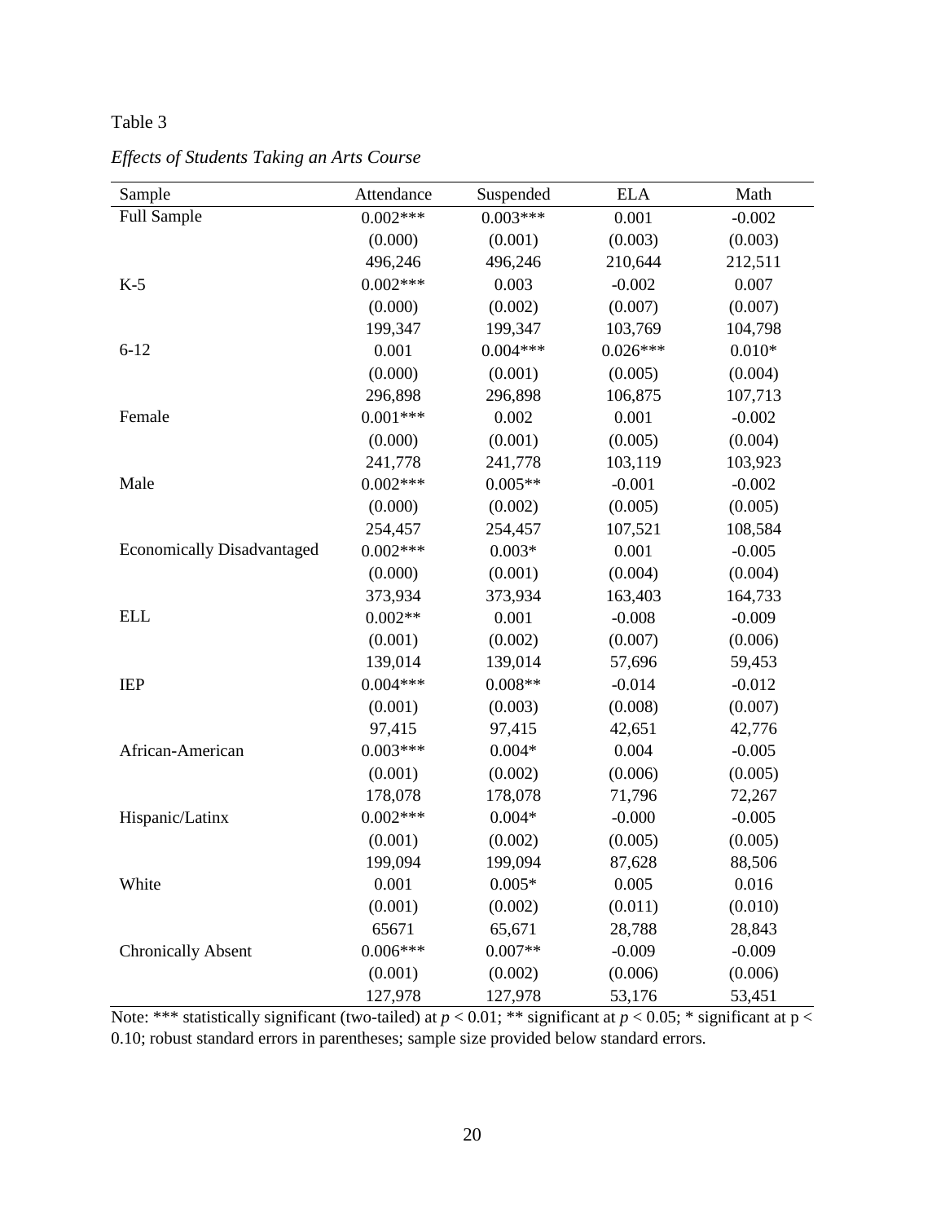Table 3

*Effects of Students Taking an Arts Course*

| Sample | Attendance | Suspended | ELA | Math |
|---|---|---|---|---|
| Full Sample | 0.002*** | 0.003*** | 0.001 | -0.002 |
| | (0.000) | (0.001) | (0.003) | (0.003) |
| | 496,246 | 496,246 | 210,644 | 212,511 |
| K-5 | 0.002*** | 0.003 | -0.002 | 0.007 |
| | (0.000) | (0.002) | (0.007) | (0.007) |
| | 199,347 | 199,347 | 103,769 | 104,798 |
| 6-12 | 0.001 | 0.004*** | 0.026*** | 0.010* |
| | (0.000) | (0.001) | (0.005) | (0.004) |
| | 296,898 | 296,898 | 106,875 | 107,713 |
| Female | 0.001*** | 0.002 | 0.001 | -0.002 |
| | (0.000) | (0.001) | (0.005) | (0.004) |
| | 241,778 | 241,778 | 103,119 | 103,923 |
| Male | 0.002*** | 0.005** | -0.001 | -0.002 |
| | (0.000) | (0.002) | (0.005) | (0.005) |
| | 254,457 | 254,457 | 107,521 | 108,584 |
| Economically Disadvantaged | 0.002*** | 0.003* | 0.001 | -0.005 |
| | (0.000) | (0.001) | (0.004) | (0.004) |
| | 373,934 | 373,934 | 163,403 | 164,733 |
| ELL | 0.002** | 0.001 | -0.008 | -0.009 |
| | (0.001) | (0.002) | (0.007) | (0.006) |
| | 139,014 | 139,014 | 57,696 | 59,453 |
| IEP | 0.004*** | 0.008** | -0.014 | -0.012 |
| | (0.001) | (0.003) | (0.008) | (0.007) |
| | 97,415 | 97,415 | 42,651 | 42,776 |
| African-American | 0.003*** | 0.004* | 0.004 | -0.005 |
| | (0.001) | (0.002) | (0.006) | (0.005) |
| | 178,078 | 178,078 | 71,796 | 72,267 |
| Hispanic/Latinx | 0.002*** | 0.004* | -0.000 | -0.005 |
| | (0.001) | (0.002) | (0.005) | (0.005) |
| | 199,094 | 199,094 | 87,628 | 88,506 |
| White | 0.001 | 0.005* | 0.005 | 0.016 |
| | (0.001) | (0.002) | (0.011) | (0.010) |
| | 65671 | 65,671 | 28,788 | 28,843 |
| Chronically Absent | 0.006*** | 0.007** | -0.009 | -0.009 |
| | (0.001) | (0.002) | (0.006) | (0.006) |
| | 127,978 | 127,978 | 53,176 | 53,451 |

Note: *** statistically significant (two-tailed) at $p < 0.01$; ** significant at $p < 0.05$; * significant at $p < 0.10$; robust standard errors in parentheses; sample size provided below standard errors.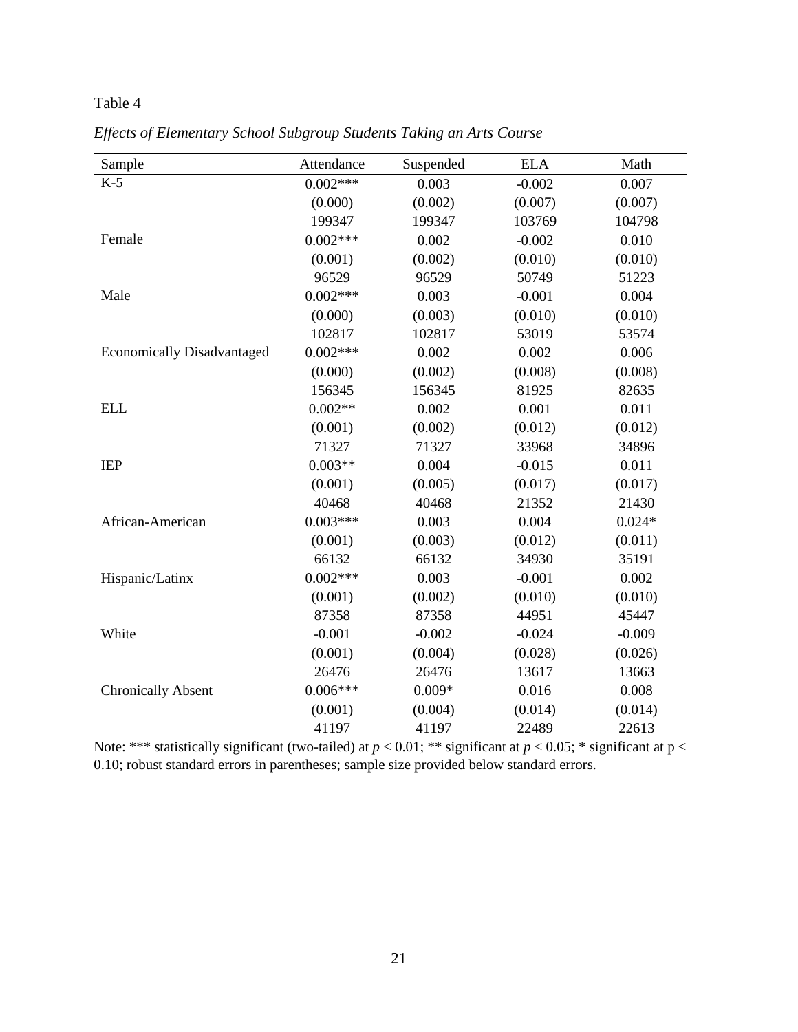Table 4

*Effects of Elementary School Subgroup Students Taking an Arts Course*

| Sample | Attendance | Suspended | ELA | Math |
|---|---|---|---|---|
| K-5 | 0.002*** | 0.003 | -0.002 | 0.007 |
| | (0.000) | (0.002) | (0.007) | (0.007) |
| | 199347 | 199347 | 103769 | 104798 |
| Female | 0.002*** | 0.002 | -0.002 | 0.010 |
| | (0.001) | (0.002) | (0.010) | (0.010) |
| | 96529 | 96529 | 50749 | 51223 |
| Male | 0.002*** | 0.003 | -0.001 | 0.004 |
| | (0.000) | (0.003) | (0.010) | (0.010) |
| | 102817 | 102817 | 53019 | 53574 |
| Economically Disadvantaged | 0.002*** | 0.002 | 0.002 | 0.006 |
| | (0.000) | (0.002) | (0.008) | (0.008) |
| | 156345 | 156345 | 81925 | 82635 |
| ELL | 0.002** | 0.002 | 0.001 | 0.011 |
| | (0.001) | (0.002) | (0.012) | (0.012) |
| | 71327 | 71327 | 33968 | 34896 |
| IEP | 0.003** | 0.004 | -0.015 | 0.011 |
| | (0.001) | (0.005) | (0.017) | (0.017) |
| | 40468 | 40468 | 21352 | 21430 |
| African-American | 0.003*** | 0.003 | 0.004 | 0.024* |
| | (0.001) | (0.003) | (0.012) | (0.011) |
| | 66132 | 66132 | 34930 | 35191 |
| Hispanic/Latinx | 0.002*** | 0.003 | -0.001 | 0.002 |
| | (0.001) | (0.002) | (0.010) | (0.010) |
| | 87358 | 87358 | 44951 | 45447 |
| White | -0.001 | -0.002 | -0.024 | -0.009 |
| | (0.001) | (0.004) | (0.028) | (0.026) |
| | 26476 | 26476 | 13617 | 13663 |
| Chronically Absent | 0.006*** | 0.009* | 0.016 | 0.008 |
| | (0.001) | (0.004) | (0.014) | (0.014) |
| | 41197 | 41197 | 22489 | 22613 |

Note: *** statistically significant (two-tailed) at $p < 0.01$; ** significant at $p < 0.05$; * significant at $p < 0.10$; robust standard errors in parentheses; sample size provided below standard errors.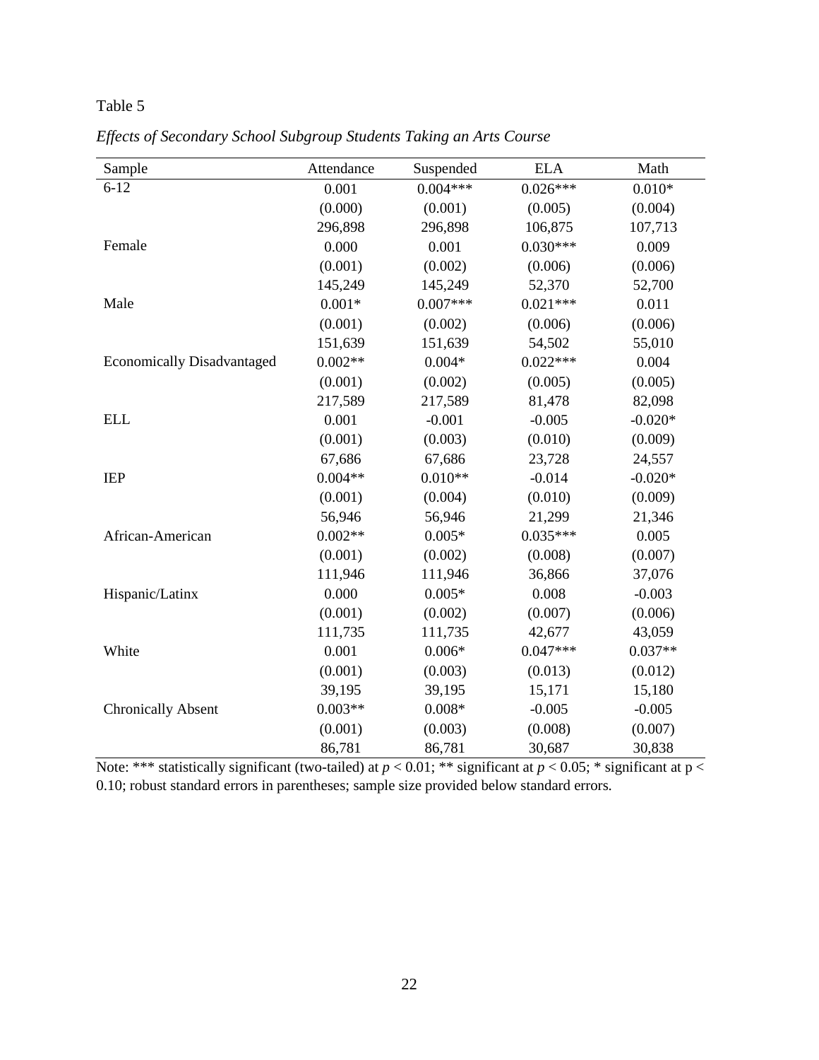Table 5

*Effects of Secondary School Subgroup Students Taking an Arts Course*

| Sample | Attendance | Suspended | ELA | Math |
|---|---|---|---|---|
| 6-12 | 0.001 | 0.004*** | 0.026*** | 0.010* |
| | (0.000) | (0.001) | (0.005) | (0.004) |
| | 296,898 | 296,898 | 106,875 | 107,713 |
| Female | 0.000 | 0.001 | 0.030*** | 0.009 |
| | (0.001) | (0.002) | (0.006) | (0.006) |
| | 145,249 | 145,249 | 52,370 | 52,700 |
| Male | 0.001* | 0.007*** | 0.021*** | 0.011 |
| | (0.001) | (0.002) | (0.006) | (0.006) |
| | 151,639 | 151,639 | 54,502 | 55,010 |
| Economically Disadvantaged | 0.002** | 0.004* | 0.022*** | 0.004 |
| | (0.001) | (0.002) | (0.005) | (0.005) |
| | 217,589 | 217,589 | 81,478 | 82,098 |
| ELL | 0.001 | -0.001 | -0.005 | -0.020* |
| | (0.001) | (0.003) | (0.010) | (0.009) |
| | 67,686 | 67,686 | 23,728 | 24,557 |
| IEP | 0.004** | 0.010** | -0.014 | -0.020* |
| | (0.001) | (0.004) | (0.010) | (0.009) |
| | 56,946 | 56,946 | 21,299 | 21,346 |
| African-American | 0.002** | 0.005* | 0.035*** | 0.005 |
| | (0.001) | (0.002) | (0.008) | (0.007) |
| | 111,946 | 111,946 | 36,866 | 37,076 |
| Hispanic/Latinx | 0.000 | 0.005* | 0.008 | -0.003 |
| | (0.001) | (0.002) | (0.007) | (0.006) |
| | 111,735 | 111,735 | 42,677 | 43,059 |
| White | 0.001 | 0.006* | 0.047*** | 0.037** |
| | (0.001) | (0.003) | (0.013) | (0.012) |
| | 39,195 | 39,195 | 15,171 | 15,180 |
| Chronically Absent | 0.003** | 0.008* | -0.005 | -0.005 |
| | (0.001) | (0.003) | (0.008) | (0.007) |
| | 86,781 | 86,781 | 30,687 | 30,838 |

Note: *** statistically significant (two-tailed) at $p < 0.01$; ** significant at $p < 0.05$; * significant at $p < 0.10$; robust standard errors in parentheses; sample size provided below standard errors.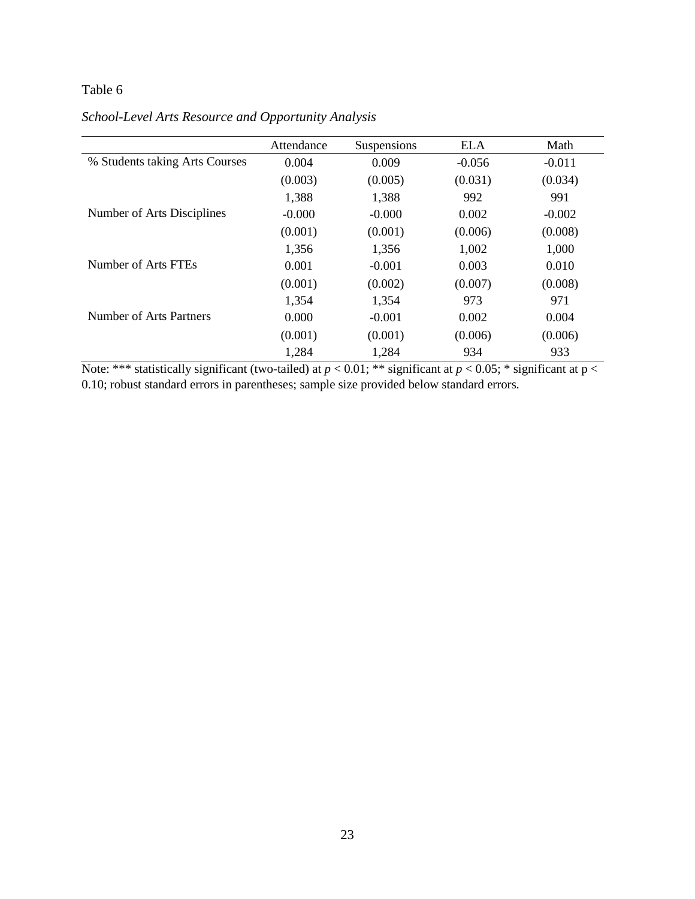Table 6

*School-Level Arts Resource and Opportunity Analysis*

| | Attendance | Suspensions | ELA | Math |
|---|---|---|---|---|
| % Students taking Arts Courses | 0.004 | 0.009 | -0.056 | -0.011 |
| | (0.003) | (0.005) | (0.031) | (0.034) |
| | 1,388 | 1,388 | 992 | 991 |
| Number of Arts Disciplines | -0.000 | -0.000 | 0.002 | -0.002 |
| | (0.001) | (0.001) | (0.006) | (0.008) |
| | 1,356 | 1,356 | 1,002 | 1,000 |
| Number of Arts FTEs | 0.001 | -0.001 | 0.003 | 0.010 |
| | (0.001) | (0.002) | (0.007) | (0.008) |
| | 1,354 | 1,354 | 973 | 971 |
| Number of Arts Partners | 0.000 | -0.001 | 0.002 | 0.004 |
| | (0.001) | (0.001) | (0.006) | (0.006) |
| | 1,284 | 1,284 | 934 | 933 |

Note: *** statistically significant (two-tailed) at $p < 0.01$; ** significant at $p < 0.05$; * significant at $p < 0.10$; robust standard errors in parentheses; sample size provided below standard errors.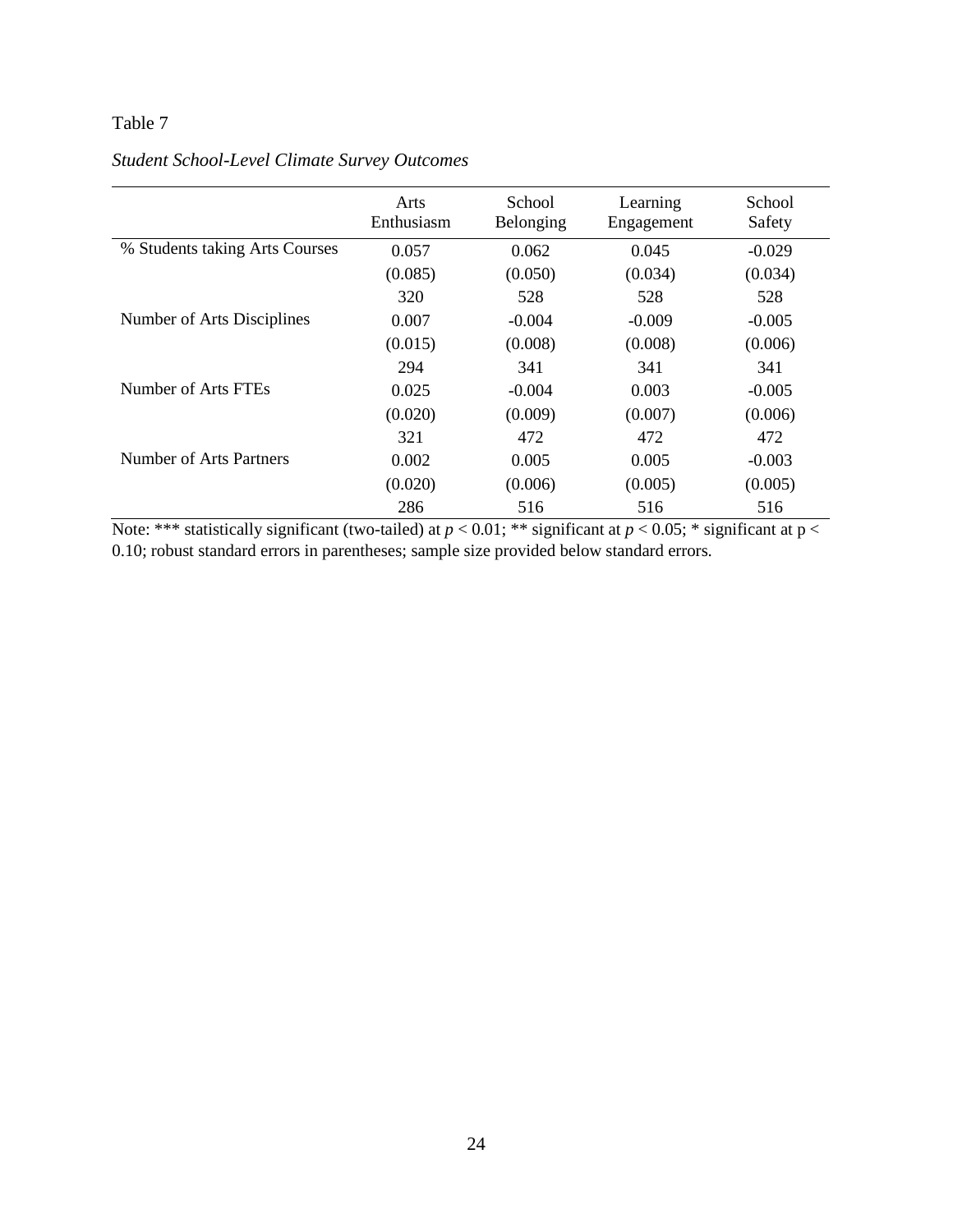Table 7

*Student School-Level Climate Survey Outcomes*

| | Arts Enthusiasm | School Belonging | Learning Engagement | School Safety |
|---|---|---|---|---|
| % Students taking Arts Courses | 0.057 | 0.062 | 0.045 | -0.029 |
| | (0.085) | (0.050) | (0.034) | (0.034) |
| | 320 | 528 | 528 | 528 |
| Number of Arts Disciplines | 0.007 | -0.004 | -0.009 | -0.005 |
| | (0.015) | (0.008) | (0.008) | (0.006) |
| | 294 | 341 | 341 | 341 |
| Number of Arts FTEs | 0.025 | -0.004 | 0.003 | -0.005 |
| | (0.020) | (0.009) | (0.007) | (0.006) |
| | 321 | 472 | 472 | 472 |
| Number of Arts Partners | 0.002 | 0.005 | 0.005 | -0.003 |
| | (0.020) | (0.006) | (0.005) | (0.005) |
| | 286 | 516 | 516 | 516 |

Note: *** statistically significant (two-tailed) at $p < 0.01$; ** significant at $p < 0.05$; * significant at $p < 0.10$; robust standard errors in parentheses; sample size provided below standard errors.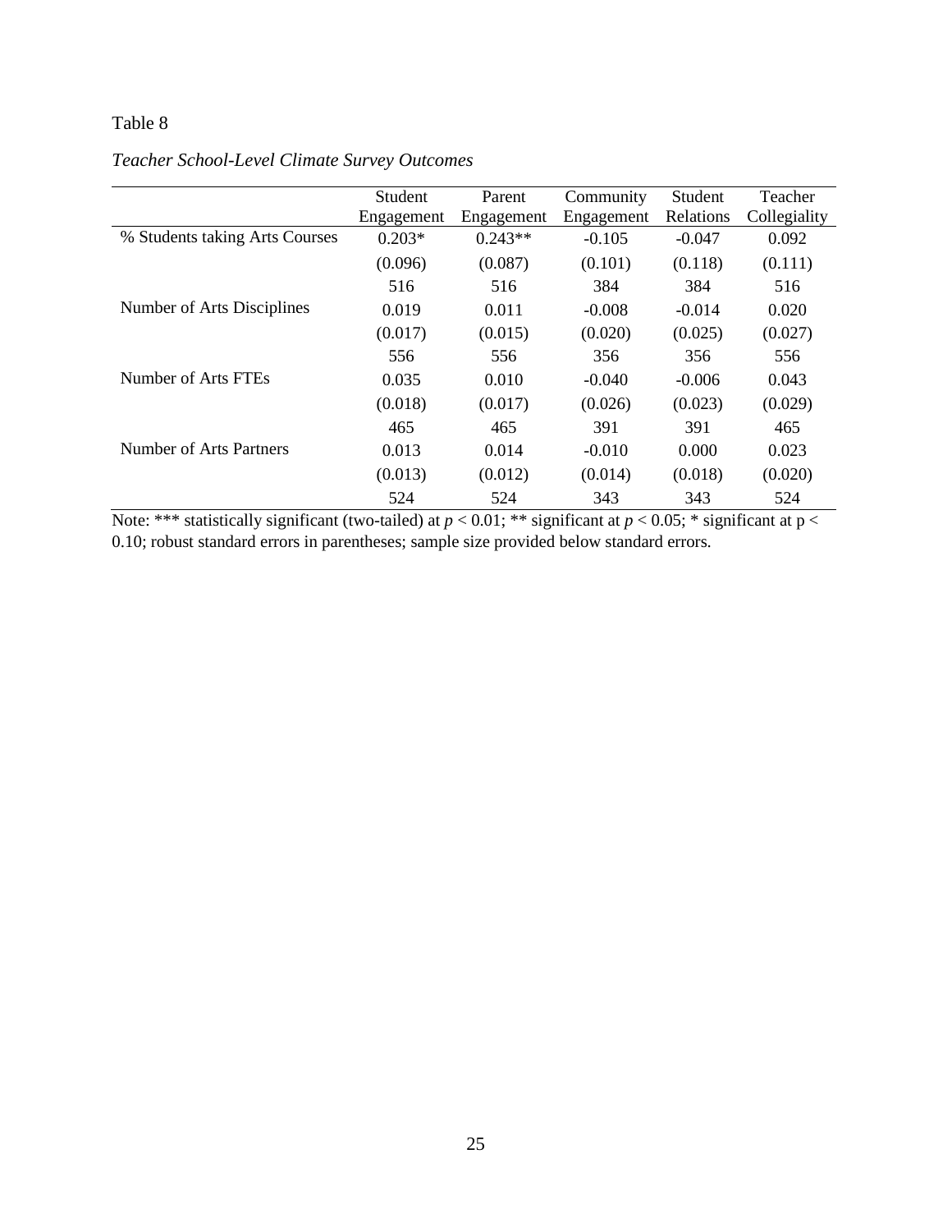Table 8

*Teacher School-Level Climate Survey Outcomes*

| | Student Engagement | Parent Engagement | Community Engagement | Student Relations | Teacher Collegiality |
|---|---|---|---|---|---|
| % Students taking Arts Courses | 0.203* | 0.243** | -0.105 | -0.047 | 0.092 |
| | (0.096) | (0.087) | (0.101) | (0.118) | (0.111) |
| | 516 | 516 | 384 | 384 | 516 |
| Number of Arts Disciplines | 0.019 | 0.011 | -0.008 | -0.014 | 0.020 |
| | (0.017) | (0.015) | (0.020) | (0.025) | (0.027) |
| | 556 | 556 | 356 | 356 | 556 |
| Number of Arts FTEs | 0.035 | 0.010 | -0.040 | -0.006 | 0.043 |
| | (0.018) | (0.017) | (0.026) | (0.023) | (0.029) |
| | 465 | 465 | 391 | 391 | 465 |
| Number of Arts Partners | 0.013 | 0.014 | -0.010 | 0.000 | 0.023 |
| | (0.013) | (0.012) | (0.014) | (0.018) | (0.020) |
| | 524 | 524 | 343 | 343 | 524 |

Note: *** statistically significant (two-tailed) at $p < 0.01$; ** significant at $p < 0.05$; * significant at $p < 0.10$; robust standard errors in parentheses; sample size provided below standard errors.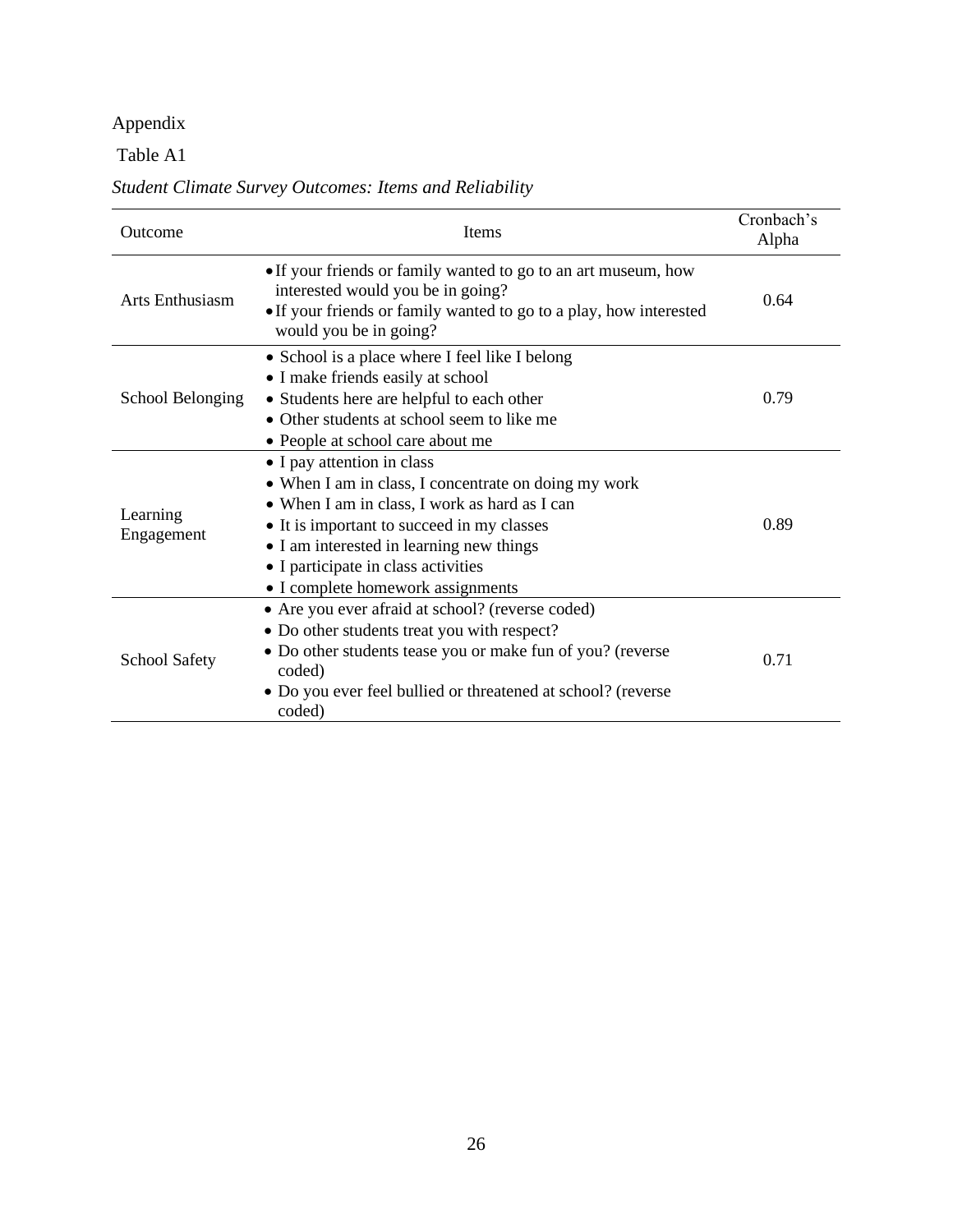Appendix

Table A1

*Student Climate Survey Outcomes: Items and Reliability*

| Outcome | Items | Cronbach's Alpha |
|---|---|---|
| Arts Enthusiasm | • If your friends or family wanted to go to an art museum, how interested would you be in going?<br>• If your friends or family wanted to go to a play, how interested would you be in going? | 0.64 |
| School Belonging | • School is a place where I feel like I belong<br>• I make friends easily at school<br>• Students here are helpful to each other<br>• Other students at school seem to like me<br>• People at school care about me | 0.79 |
| Learning Engagement | • I pay attention in class<br>• When I am in class, I concentrate on doing my work<br>• When I am in class, I work as hard as I can<br>• It is important to succeed in my classes<br>• I am interested in learning new things<br>• I participate in class activities<br>• I complete homework assignments | 0.89 |
| School Safety | • Are you ever afraid at school? (reverse coded)<br>• Do other students treat you with respect?<br>• Do other students tease you or make fun of you? (reverse coded)<br>• Do you ever feel bullied or threatened at school? (reverse coded) | 0.71 |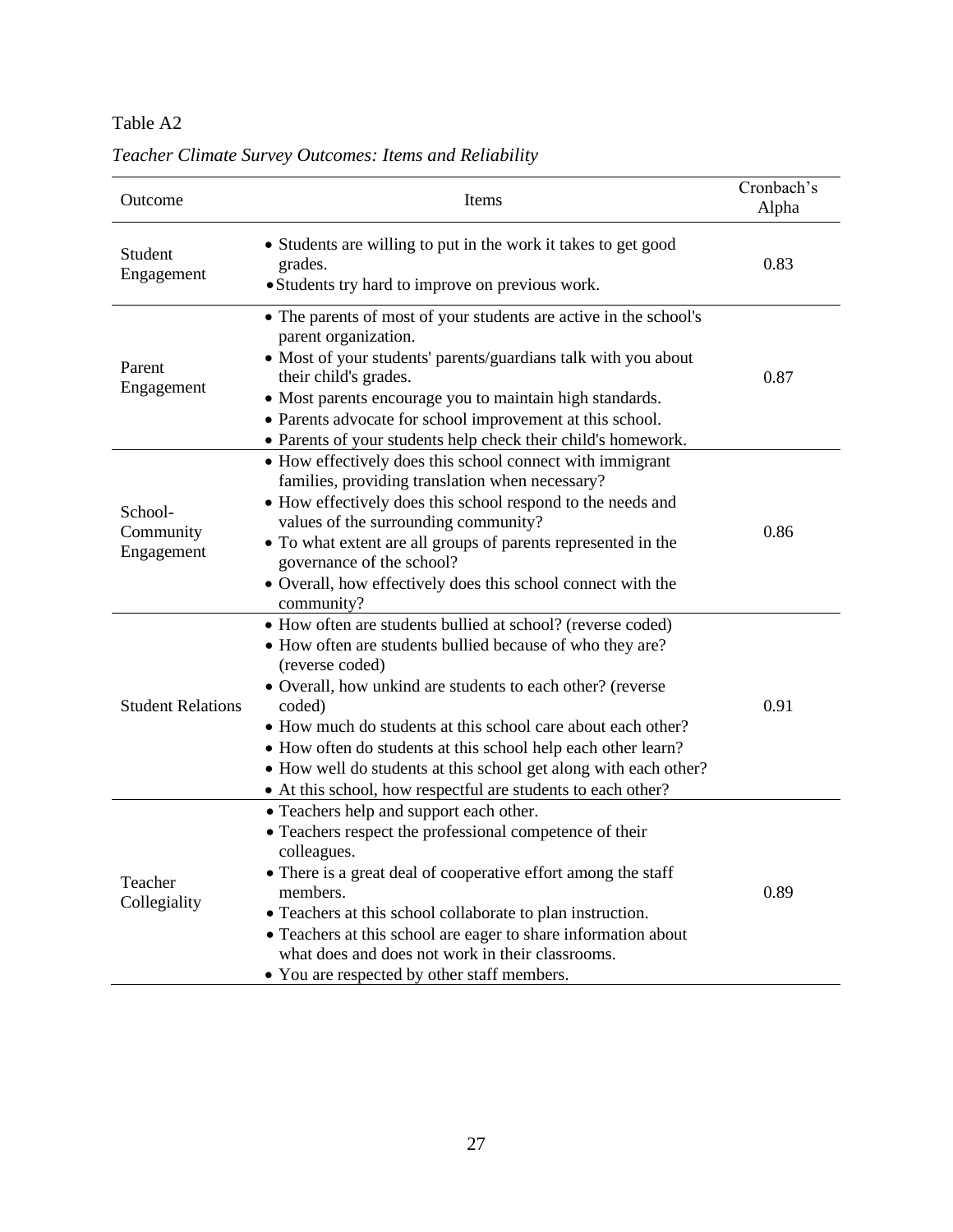Table A2

*Teacher Climate Survey Outcomes: Items and Reliability*

| Outcome | Items | Cronbach's Alpha |
|---|---|---|
| Student Engagement | • Students are willing to put in the work it takes to get good grades.<br>• Students try hard to improve on previous work. | 0.83 |
| Parent Engagement | • The parents of most of your students are active in the school's parent organization.<br>• Most of your students' parents/guardians talk with you about their child's grades.<br>• Most parents encourage you to maintain high standards.<br>• Parents advocate for school improvement at this school.<br>• Parents of your students help check their child's homework. | 0.87 |
| School-Community Engagement | • How effectively does this school connect with immigrant families, providing translation when necessary?<br>• How effectively does this school respond to the needs and values of the surrounding community?<br>• To what extent are all groups of parents represented in the governance of the school?<br>• Overall, how effectively does this school connect with the community? | 0.86 |
| Student Relations | • How often are students bullied at school? (reverse coded)<br>• How often are students bullied because of who they are? (reverse coded)<br>• Overall, how unkind are students to each other? (reverse coded)<br>• How much do students at this school care about each other?<br>• How often do students at this school help each other learn?<br>• How well do students at this school get along with each other?<br>• At this school, how respectful are students to each other? | 0.91 |
| Teacher Collegiality | • Teachers help and support each other.<br>• Teachers respect the professional competence of their colleagues.<br>• There is a great deal of cooperative effort among the staff members.<br>• Teachers at this school collaborate to plan instruction.<br>• Teachers at this school are eager to share information about what does and does not work in their classrooms.<br>• You are respected by other staff members. | 0.89 |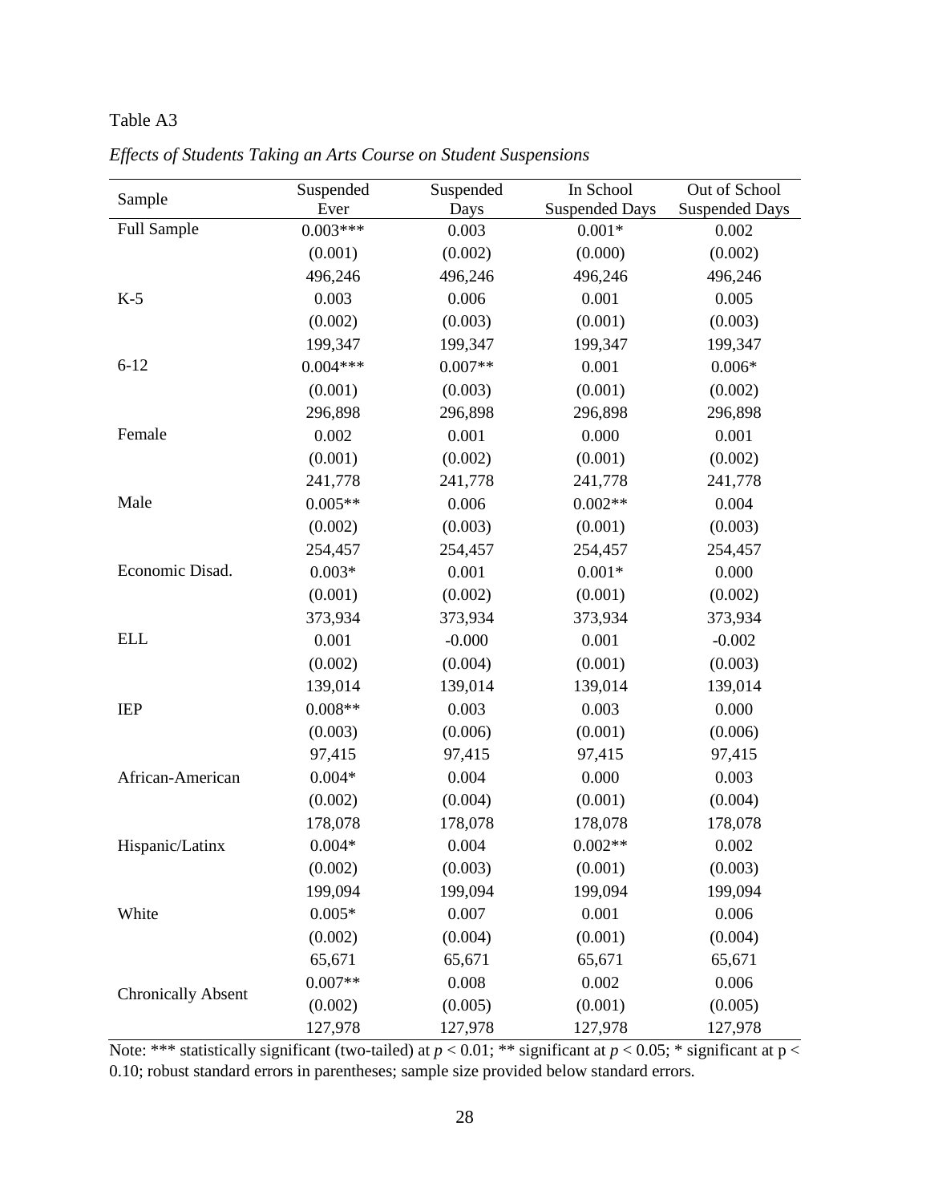Table A3

*Effects of Students Taking an Arts Course on Student Suspensions*

| Sample | Suspended Ever | Suspended Days | In School Suspended Days | Out of School Suspended Days |
|---|---|---|---|---|
| Full Sample | 0.003*** | 0.003 | 0.001* | 0.002 |
| | (0.001) | (0.002) | (0.000) | (0.002) |
| | 496,246 | 496,246 | 496,246 | 496,246 |
| K-5 | 0.003 | 0.006 | 0.001 | 0.005 |
| | (0.002) | (0.003) | (0.001) | (0.003) |
| | 199,347 | 199,347 | 199,347 | 199,347 |
| 6-12 | 0.004*** | 0.007** | 0.001 | 0.006* |
| | (0.001) | (0.003) | (0.001) | (0.002) |
| | 296,898 | 296,898 | 296,898 | 296,898 |
| Female | 0.002 | 0.001 | 0.000 | 0.001 |
| | (0.001) | (0.002) | (0.001) | (0.002) |
| | 241,778 | 241,778 | 241,778 | 241,778 |
| Male | 0.005** | 0.006 | 0.002** | 0.004 |
| | (0.002) | (0.003) | (0.001) | (0.003) |
| | 254,457 | 254,457 | 254,457 | 254,457 |
| Economic Disad. | 0.003* | 0.001 | 0.001* | 0.000 |
| | (0.001) | (0.002) | (0.001) | (0.002) |
| | 373,934 | 373,934 | 373,934 | 373,934 |
| ELL | 0.001 | -0.000 | 0.001 | -0.002 |
| | (0.002) | (0.004) | (0.001) | (0.003) |
| | 139,014 | 139,014 | 139,014 | 139,014 |
| IEP | 0.008** | 0.003 | 0.003 | 0.000 |
| | (0.003) | (0.006) | (0.001) | (0.006) |
| | 97,415 | 97,415 | 97,415 | 97,415 |
| African-American | 0.004* | 0.004 | 0.000 | 0.003 |
| | (0.002) | (0.004) | (0.001) | (0.004) |
| | 178,078 | 178,078 | 178,078 | 178,078 |
| Hispanic/Latinx | 0.004* | 0.004 | 0.002** | 0.002 |
| | (0.002) | (0.003) | (0.001) | (0.003) |
| | 199,094 | 199,094 | 199,094 | 199,094 |
| White | 0.005* | 0.007 | 0.001 | 0.006 |
| | (0.002) | (0.004) | (0.001) | (0.004) |
| | 65,671 | 65,671 | 65,671 | 65,671 |
| Chronically Absent | 0.007** | 0.008 | 0.002 | 0.006 |
| | (0.002) | (0.005) | (0.001) | (0.005) |
| | 127,978 | 127,978 | 127,978 | 127,978 |

Note: *** statistically significant (two-tailed) at $p < 0.01$; ** significant at $p < 0.05$; * significant at $p < 0.10$; robust standard errors in parentheses; sample size provided below standard errors.